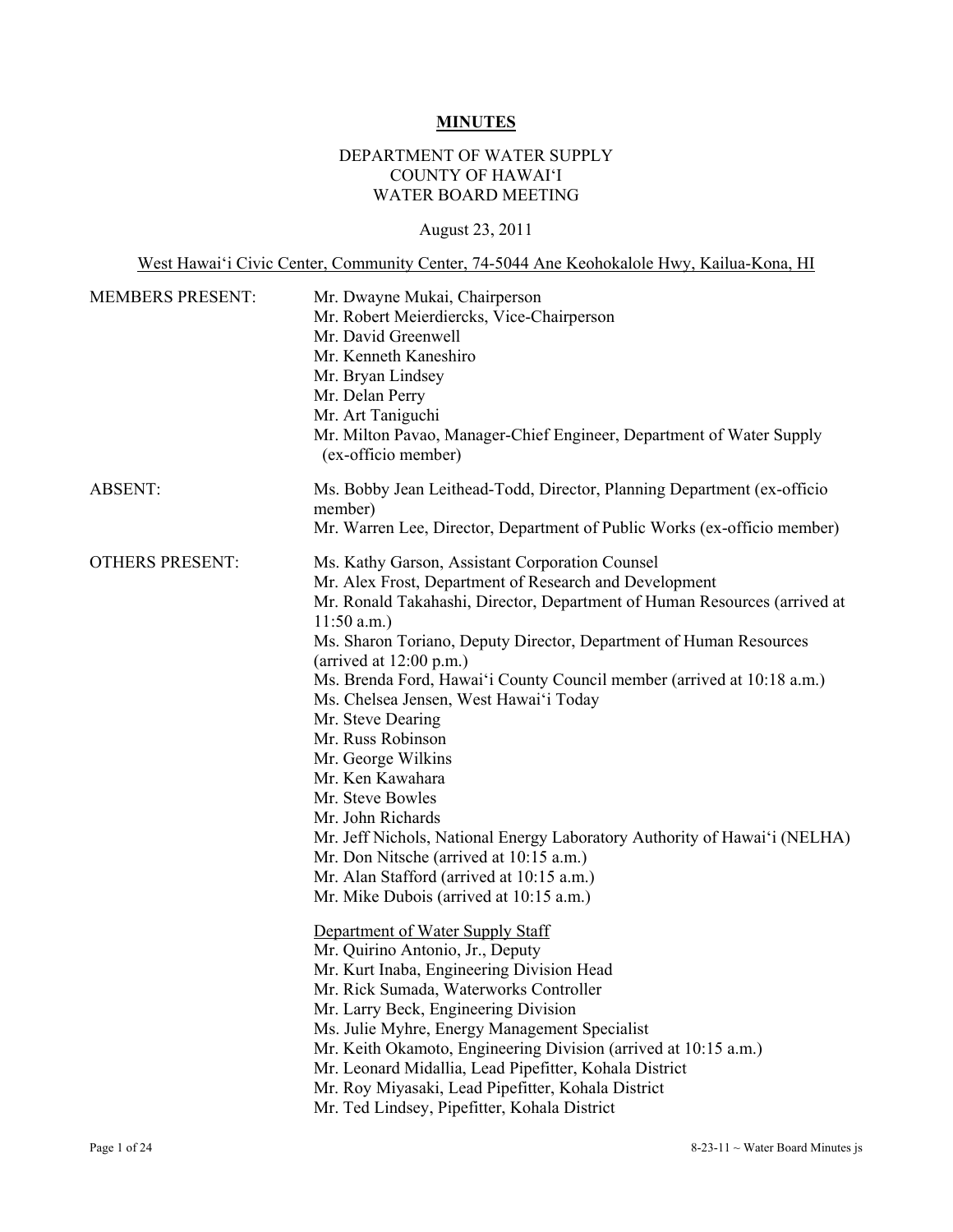# MINUTES

DEPARTMENT OF WATER SUPPLY
COUNTY OF HAWAI'I
WATER BOARD MEETING

August 23, 2011

West Hawai'i Civic Center, Community Center, 74-5044 Ane Keohokalole Hwy, Kailua-Kona, HI

| | |
|---|---|
| MEMBERS PRESENT: | Mr. Dwayne Mukai, Chairperson<br>Mr. Robert Meierdiercks, Vice-Chairperson<br>Mr. David Greenwell<br>Mr. Kenneth Kaneshiro<br>Mr. Bryan Lindsey<br>Mr. Delan Perry<br>Mr. Art Taniguchi<br>Mr. Milton Pavao, Manager-Chief Engineer, Department of Water Supply (ex-officio member) |
| ABSENT: | Ms. Bobby Jean Leithead-Todd, Director, Planning Department (ex-officio member)<br>Mr. Warren Lee, Director, Department of Public Works (ex-officio member) |
| OTHERS PRESENT: | Ms. Kathy Garson, Assistant Corporation Counsel<br>Mr. Alex Frost, Department of Research and Development<br>Mr. Ronald Takahashi, Director, Department of Human Resources (arrived at 11:50 a.m.)<br>Ms. Sharon Toriano, Deputy Director, Department of Human Resources (arrived at 12:00 p.m.)<br>Ms. Brenda Ford, Hawai'i County Council member (arrived at 10:18 a.m.)<br>Ms. Chelsea Jensen, West Hawai'i Today<br>Mr. Steve Dearing<br>Mr. Russ Robinson<br>Mr. George Wilkins<br>Mr. Ken Kawahara<br>Mr. Steve Bowles<br>Mr. John Richards<br>Mr. Jeff Nichols, National Energy Laboratory Authority of Hawai'i (NELHA)<br>Mr. Don Nitsche (arrived at 10:15 a.m.)<br>Mr. Alan Stafford (arrived at 10:15 a.m.)<br>Mr. Mike Dubois (arrived at 10:15 a.m.) |
| | Department of Water Supply Staff<br>Mr. Quirino Antonio, Jr., Deputy<br>Mr. Kurt Inaba, Engineering Division Head<br>Mr. Rick Sumada, Waterworks Controller<br>Mr. Larry Beck, Engineering Division<br>Ms. Julie Myhre, Energy Management Specialist<br>Mr. Keith Okamoto, Engineering Division (arrived at 10:15 a.m.)<br>Mr. Leonard Midallia, Lead Pipefitter, Kohala District<br>Mr. Roy Miyasaki, Lead Pipefitter, Kohala District<br>Mr. Ted Lindsey, Pipefitter, Kohala District |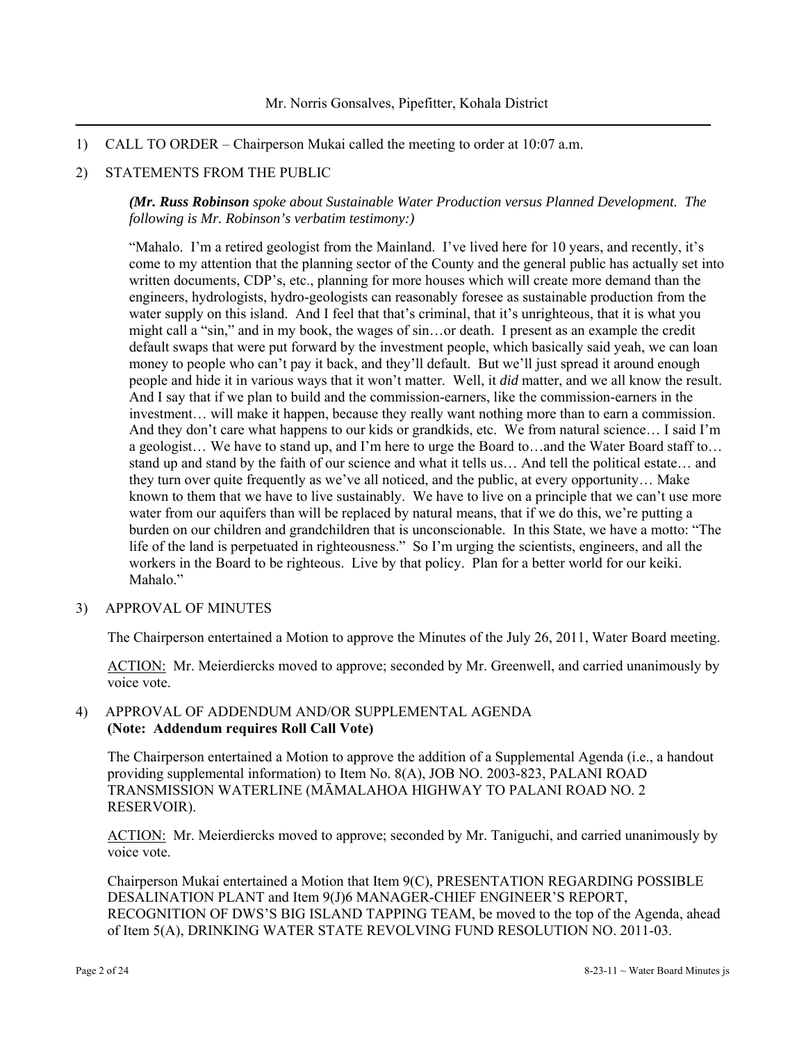Mr. Norris Gonsalves, Pipefitter, Kohala District

---

1) CALL TO ORDER – Chairperson Mukai called the meeting to order at 10:07 a.m.

2) STATEMENTS FROM THE PUBLIC

*(**Mr. Russ Robinson** spoke about Sustainable Water Production versus Planned Development. The following is Mr. Robinson's verbatim testimony:)*

"Mahalo. I'm a retired geologist from the Mainland. I've lived here for 10 years, and recently, it's come to my attention that the planning sector of the County and the general public has actually set into written documents, CDP's, etc., planning for more houses which will create more demand than the engineers, hydrologists, hydro-geologists can reasonably foresee as sustainable production from the water supply on this island. And I feel that that's criminal, that it's unrighteous, that it is what you might call a "sin," and in my book, the wages of sin…or death. I present as an example the credit default swaps that were put forward by the investment people, which basically said yeah, we can loan money to people who can't pay it back, and they'll default. But we'll just spread it around enough people and hide it in various ways that it won't matter. Well, it *did* matter, and we all know the result. And I say that if we plan to build and the commission-earners, like the commission-earners in the investment… will make it happen, because they really want nothing more than to earn a commission. And they don't care what happens to our kids or grandkids, etc. We from natural science… I said I'm a geologist… We have to stand up, and I'm here to urge the Board to…and the Water Board staff to… stand up and stand by the faith of our science and what it tells us… And tell the political estate… and they turn over quite frequently as we've all noticed, and the public, at every opportunity… Make known to them that we have to live sustainably. We have to live on a principle that we can't use more water from our aquifers than will be replaced by natural means, that if we do this, we're putting a burden on our children and grandchildren that is unconscionable. In this State, we have a motto: "The life of the land is perpetuated in righteousness." So I'm urging the scientists, engineers, and all the workers in the Board to be righteous. Live by that policy. Plan for a better world for our keiki. Mahalo."

3) APPROVAL OF MINUTES

The Chairperson entertained a Motion to approve the Minutes of the July 26, 2011, Water Board meeting.

ACTION: Mr. Meierdiercks moved to approve; seconded by Mr. Greenwell, and carried unanimously by voice vote.

4) APPROVAL OF ADDENDUM AND/OR SUPPLEMENTAL AGENDA
**(Note: Addendum requires Roll Call Vote)**

The Chairperson entertained a Motion to approve the addition of a Supplemental Agenda (i.e., a handout providing supplemental information) to Item No. 8(A), JOB NO. 2003-823, PALANI ROAD TRANSMISSION WATERLINE (MĀMALAHOA HIGHWAY TO PALANI ROAD NO. 2 RESERVOIR).

ACTION: Mr. Meierdiercks moved to approve; seconded by Mr. Taniguchi, and carried unanimously by voice vote.

Chairperson Mukai entertained a Motion that Item 9(C), PRESENTATION REGARDING POSSIBLE DESALINATION PLANT and Item 9(J)6 MANAGER-CHIEF ENGINEER'S REPORT, RECOGNITION OF DWS'S BIG ISLAND TAPPING TEAM, be moved to the top of the Agenda, ahead of Item 5(A), DRINKING WATER STATE REVOLVING FUND RESOLUTION NO. 2011-03.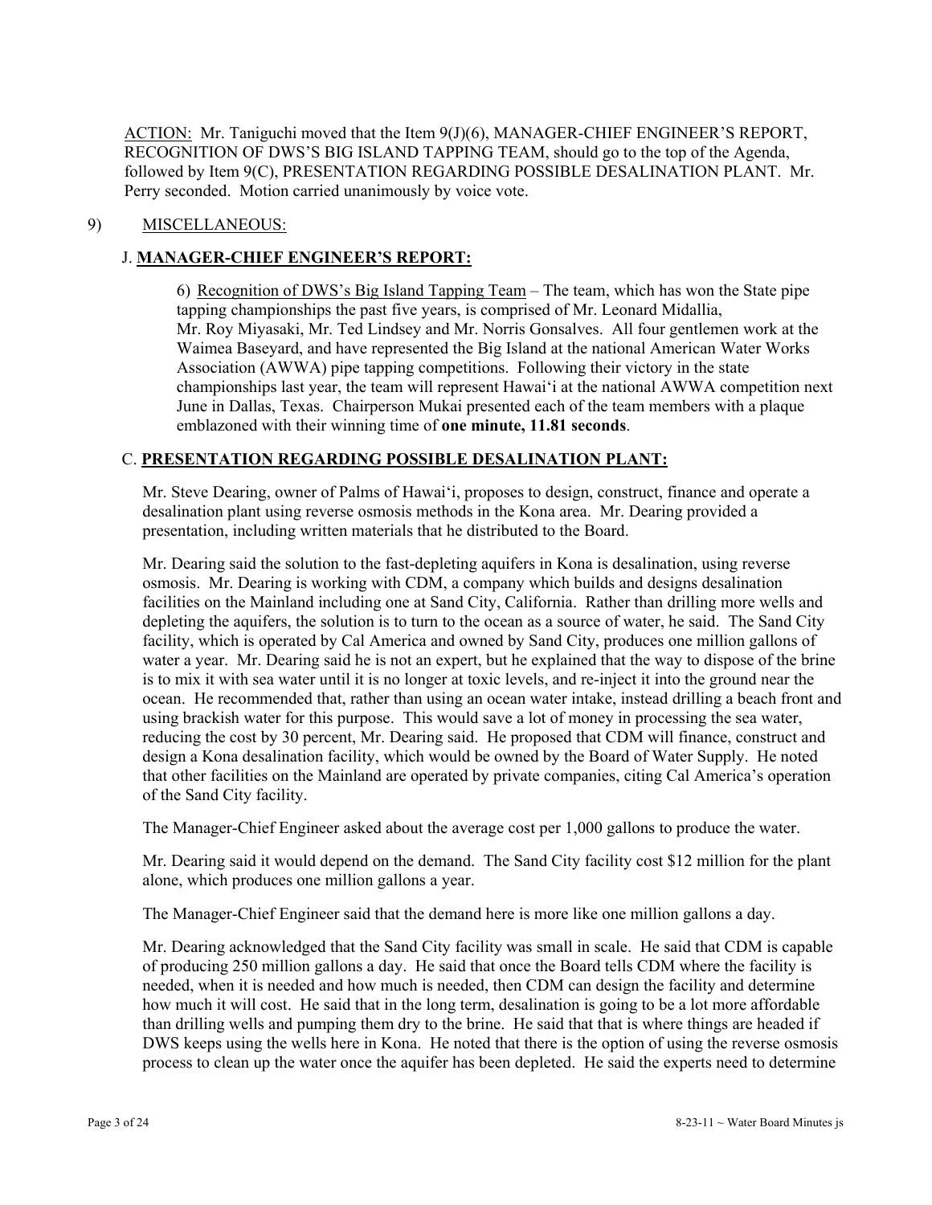ACTION: Mr. Taniguchi moved that the Item 9(J)(6), MANAGER-CHIEF ENGINEER'S REPORT, RECOGNITION OF DWS'S BIG ISLAND TAPPING TEAM, should go to the top of the Agenda, followed by Item 9(C), PRESENTATION REGARDING POSSIBLE DESALINATION PLANT. Mr. Perry seconded. Motion carried unanimously by voice vote.

9) MISCELLANEOUS:

J. **MANAGER-CHIEF ENGINEER'S REPORT:**

6) Recognition of DWS's Big Island Tapping Team – The team, which has won the State pipe tapping championships the past five years, is comprised of Mr. Leonard Midallia, Mr. Roy Miyasaki, Mr. Ted Lindsey and Mr. Norris Gonsalves. All four gentlemen work at the Waimea Baseyard, and have represented the Big Island at the national American Water Works Association (AWWA) pipe tapping competitions. Following their victory in the state championships last year, the team will represent Hawai'i at the national AWWA competition next June in Dallas, Texas. Chairperson Mukai presented each of the team members with a plaque emblazoned with their winning time of **one minute, 11.81 seconds**.

C. **PRESENTATION REGARDING POSSIBLE DESALINATION PLANT:**

Mr. Steve Dearing, owner of Palms of Hawai'i, proposes to design, construct, finance and operate a desalination plant using reverse osmosis methods in the Kona area. Mr. Dearing provided a presentation, including written materials that he distributed to the Board.

Mr. Dearing said the solution to the fast-depleting aquifers in Kona is desalination, using reverse osmosis. Mr. Dearing is working with CDM, a company which builds and designs desalination facilities on the Mainland including one at Sand City, California. Rather than drilling more wells and depleting the aquifers, the solution is to turn to the ocean as a source of water, he said. The Sand City facility, which is operated by Cal America and owned by Sand City, produces one million gallons of water a year. Mr. Dearing said he is not an expert, but he explained that the way to dispose of the brine is to mix it with sea water until it is no longer at toxic levels, and re-inject it into the ground near the ocean. He recommended that, rather than using an ocean water intake, instead drilling a beach front and using brackish water for this purpose. This would save a lot of money in processing the sea water, reducing the cost by 30 percent, Mr. Dearing said. He proposed that CDM will finance, construct and design a Kona desalination facility, which would be owned by the Board of Water Supply. He noted that other facilities on the Mainland are operated by private companies, citing Cal America's operation of the Sand City facility.

The Manager-Chief Engineer asked about the average cost per 1,000 gallons to produce the water.

Mr. Dearing said it would depend on the demand. The Sand City facility cost $12 million for the plant alone, which produces one million gallons a year.

The Manager-Chief Engineer said that the demand here is more like one million gallons a day.

Mr. Dearing acknowledged that the Sand City facility was small in scale. He said that CDM is capable of producing 250 million gallons a day. He said that once the Board tells CDM where the facility is needed, when it is needed and how much is needed, then CDM can design the facility and determine how much it will cost. He said that in the long term, desalination is going to be a lot more affordable than drilling wells and pumping them dry to the brine. He said that that is where things are headed if DWS keeps using the wells here in Kona. He noted that there is the option of using the reverse osmosis process to clean up the water once the aquifer has been depleted. He said the experts need to determine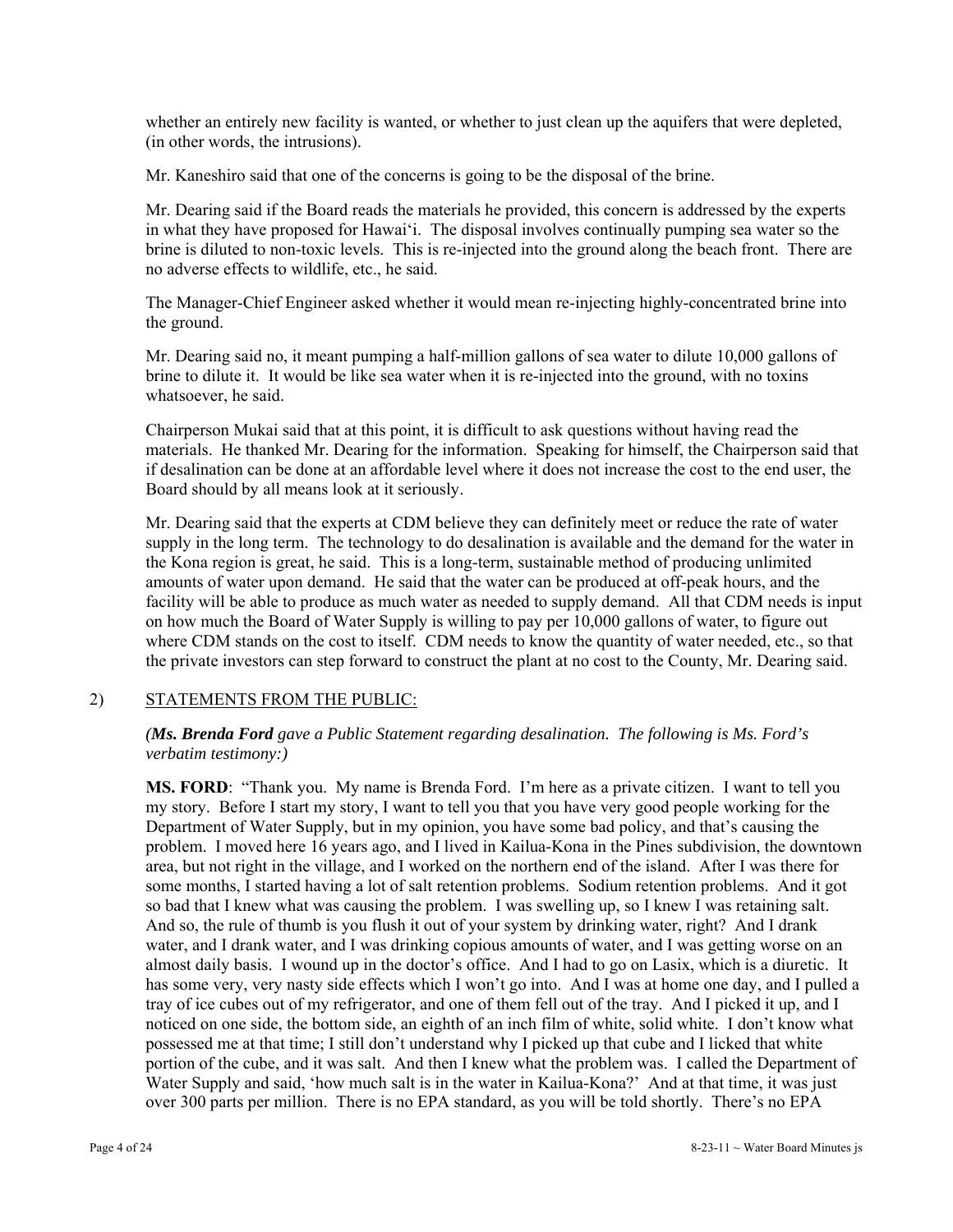whether an entirely new facility is wanted, or whether to just clean up the aquifers that were depleted, (in other words, the intrusions).

Mr. Kaneshiro said that one of the concerns is going to be the disposal of the brine.

Mr. Dearing said if the Board reads the materials he provided, this concern is addressed by the experts in what they have proposed for Hawaiʻi. The disposal involves continually pumping sea water so the brine is diluted to non-toxic levels. This is re-injected into the ground along the beach front. There are no adverse effects to wildlife, etc., he said.

The Manager-Chief Engineer asked whether it would mean re-injecting highly-concentrated brine into the ground.

Mr. Dearing said no, it meant pumping a half-million gallons of sea water to dilute 10,000 gallons of brine to dilute it. It would be like sea water when it is re-injected into the ground, with no toxins whatsoever, he said.

Chairperson Mukai said that at this point, it is difficult to ask questions without having read the materials. He thanked Mr. Dearing for the information. Speaking for himself, the Chairperson said that if desalination can be done at an affordable level where it does not increase the cost to the end user, the Board should by all means look at it seriously.

Mr. Dearing said that the experts at CDM believe they can definitely meet or reduce the rate of water supply in the long term. The technology to do desalination is available and the demand for the water in the Kona region is great, he said. This is a long-term, sustainable method of producing unlimited amounts of water upon demand. He said that the water can be produced at off-peak hours, and the facility will be able to produce as much water as needed to supply demand. All that CDM needs is input on how much the Board of Water Supply is willing to pay per 10,000 gallons of water, to figure out where CDM stands on the cost to itself. CDM needs to know the quantity of water needed, etc., so that the private investors can step forward to construct the plant at no cost to the County, Mr. Dearing said.

## 2) STATEMENTS FROM THE PUBLIC:

*(**Ms. Brenda Ford** gave a Public Statement regarding desalination. The following is Ms. Ford's verbatim testimony:)*

**MS. FORD**: "Thank you. My name is Brenda Ford. I'm here as a private citizen. I want to tell you my story. Before I start my story, I want to tell you that you have very good people working for the Department of Water Supply, but in my opinion, you have some bad policy, and that's causing the problem. I moved here 16 years ago, and I lived in Kailua-Kona in the Pines subdivision, the downtown area, but not right in the village, and I worked on the northern end of the island. After I was there for some months, I started having a lot of salt retention problems. Sodium retention problems. And it got so bad that I knew what was causing the problem. I was swelling up, so I knew I was retaining salt. And so, the rule of thumb is you flush it out of your system by drinking water, right? And I drank water, and I drank water, and I was drinking copious amounts of water, and I was getting worse on an almost daily basis. I wound up in the doctor's office. And I had to go on Lasix, which is a diuretic. It has some very, very nasty side effects which I won't go into. And I was at home one day, and I pulled a tray of ice cubes out of my refrigerator, and one of them fell out of the tray. And I picked it up, and I noticed on one side, the bottom side, an eighth of an inch film of white, solid white. I don't know what possessed me at that time; I still don't understand why I picked up that cube and I licked that white portion of the cube, and it was salt. And then I knew what the problem was. I called the Department of Water Supply and said, 'how much salt is in the water in Kailua-Kona?' And at that time, it was just over 300 parts per million. There is no EPA standard, as you will be told shortly. There's no EPA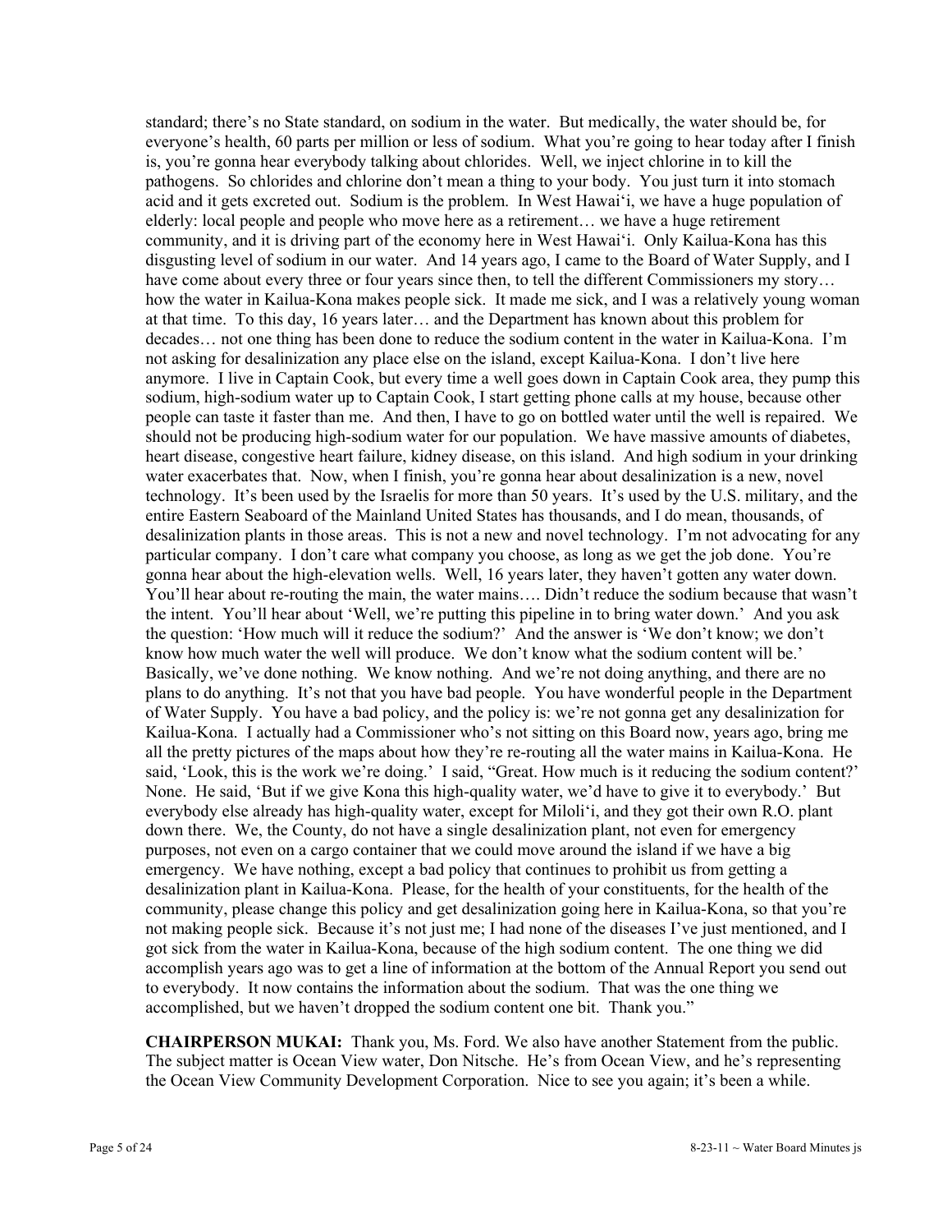standard; there's no State standard, on sodium in the water. But medically, the water should be, for everyone's health, 60 parts per million or less of sodium. What you're going to hear today after I finish is, you're gonna hear everybody talking about chlorides. Well, we inject chlorine in to kill the pathogens. So chlorides and chlorine don't mean a thing to your body. You just turn it into stomach acid and it gets excreted out. Sodium is the problem. In West Hawai'i, we have a huge population of elderly: local people and people who move here as a retirement… we have a huge retirement community, and it is driving part of the economy here in West Hawai'i. Only Kailua-Kona has this disgusting level of sodium in our water. And 14 years ago, I came to the Board of Water Supply, and I have come about every three or four years since then, to tell the different Commissioners my story… how the water in Kailua-Kona makes people sick. It made me sick, and I was a relatively young woman at that time. To this day, 16 years later… and the Department has known about this problem for decades… not one thing has been done to reduce the sodium content in the water in Kailua-Kona. I'm not asking for desalinization any place else on the island, except Kailua-Kona. I don't live here anymore. I live in Captain Cook, but every time a well goes down in Captain Cook area, they pump this sodium, high-sodium water up to Captain Cook, I start getting phone calls at my house, because other people can taste it faster than me. And then, I have to go on bottled water until the well is repaired. We should not be producing high-sodium water for our population. We have massive amounts of diabetes, heart disease, congestive heart failure, kidney disease, on this island. And high sodium in your drinking water exacerbates that. Now, when I finish, you're gonna hear about desalinization is a new, novel technology. It's been used by the Israelis for more than 50 years. It's used by the U.S. military, and the entire Eastern Seaboard of the Mainland United States has thousands, and I do mean, thousands, of desalinization plants in those areas. This is not a new and novel technology. I'm not advocating for any particular company. I don't care what company you choose, as long as we get the job done. You're gonna hear about the high-elevation wells. Well, 16 years later, they haven't gotten any water down. You'll hear about re-routing the main, the water mains…. Didn't reduce the sodium because that wasn't the intent. You'll hear about 'Well, we're putting this pipeline in to bring water down.' And you ask the question: 'How much will it reduce the sodium?' And the answer is 'We don't know; we don't know how much water the well will produce. We don't know what the sodium content will be.' Basically, we've done nothing. We know nothing. And we're not doing anything, and there are no plans to do anything. It's not that you have bad people. You have wonderful people in the Department of Water Supply. You have a bad policy, and the policy is: we're not gonna get any desalinization for Kailua-Kona. I actually had a Commissioner who's not sitting on this Board now, years ago, bring me all the pretty pictures of the maps about how they're re-routing all the water mains in Kailua-Kona. He said, 'Look, this is the work we're doing.' I said, "Great. How much is it reducing the sodium content?' None. He said, 'But if we give Kona this high-quality water, we'd have to give it to everybody.' But everybody else already has high-quality water, except for Miloli'i, and they got their own R.O. plant down there. We, the County, do not have a single desalinization plant, not even for emergency purposes, not even on a cargo container that we could move around the island if we have a big emergency. We have nothing, except a bad policy that continues to prohibit us from getting a desalinization plant in Kailua-Kona. Please, for the health of your constituents, for the health of the community, please change this policy and get desalinization going here in Kailua-Kona, so that you're not making people sick. Because it's not just me; I had none of the diseases I've just mentioned, and I got sick from the water in Kailua-Kona, because of the high sodium content. The one thing we did accomplish years ago was to get a line of information at the bottom of the Annual Report you send out to everybody. It now contains the information about the sodium. That was the one thing we accomplished, but we haven't dropped the sodium content one bit. Thank you."

**CHAIRPERSON MUKAI:** Thank you, Ms. Ford. We also have another Statement from the public. The subject matter is Ocean View water, Don Nitsche. He's from Ocean View, and he's representing the Ocean View Community Development Corporation. Nice to see you again; it's been a while.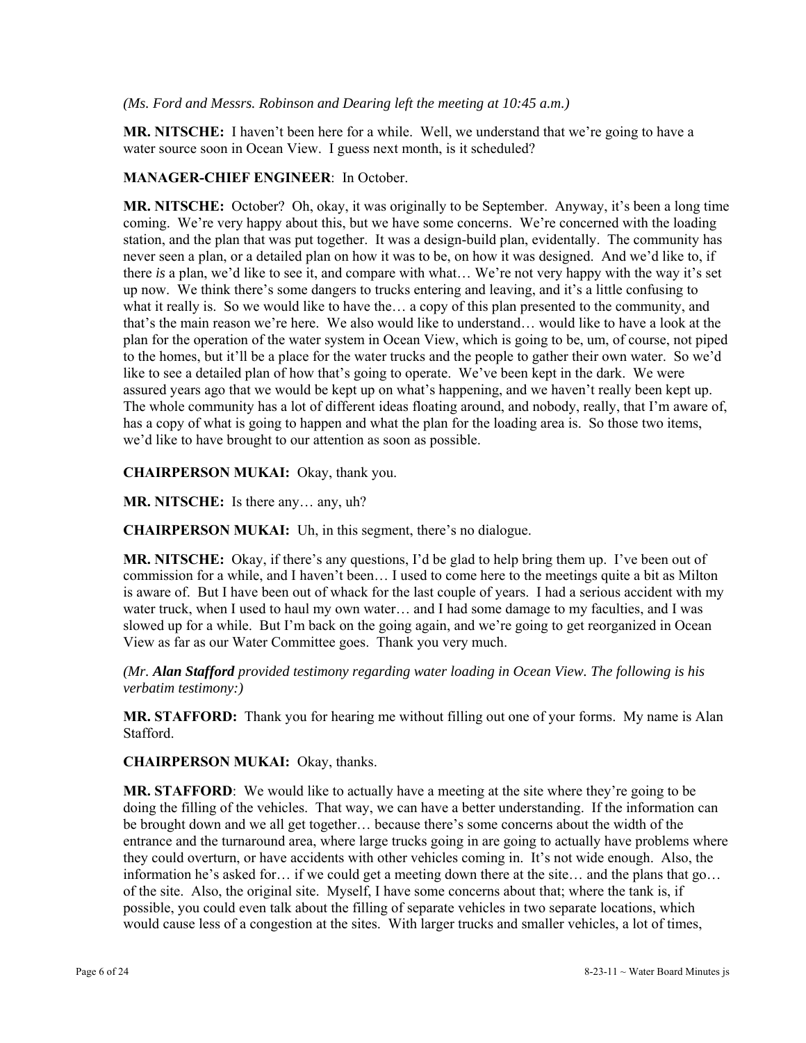*(Ms. Ford and Messrs. Robinson and Dearing left the meeting at 10:45 a.m.)*

**MR. NITSCHE:** I haven't been here for a while. Well, we understand that we're going to have a water source soon in Ocean View. I guess next month, is it scheduled?

**MANAGER-CHIEF ENGINEER**: In October.

**MR. NITSCHE:** October? Oh, okay, it was originally to be September. Anyway, it's been a long time coming. We're very happy about this, but we have some concerns. We're concerned with the loading station, and the plan that was put together. It was a design-build plan, evidentally. The community has never seen a plan, or a detailed plan on how it was to be, on how it was designed. And we'd like to, if there *is* a plan, we'd like to see it, and compare with what… We're not very happy with the way it's set up now. We think there's some dangers to trucks entering and leaving, and it's a little confusing to what it really is. So we would like to have the… a copy of this plan presented to the community, and that's the main reason we're here. We also would like to understand… would like to have a look at the plan for the operation of the water system in Ocean View, which is going to be, um, of course, not piped to the homes, but it'll be a place for the water trucks and the people to gather their own water. So we'd like to see a detailed plan of how that's going to operate. We've been kept in the dark. We were assured years ago that we would be kept up on what's happening, and we haven't really been kept up. The whole community has a lot of different ideas floating around, and nobody, really, that I'm aware of, has a copy of what is going to happen and what the plan for the loading area is. So those two items, we'd like to have brought to our attention as soon as possible.

**CHAIRPERSON MUKAI:** Okay, thank you.

**MR. NITSCHE:** Is there any… any, uh?

**CHAIRPERSON MUKAI:** Uh, in this segment, there's no dialogue.

**MR. NITSCHE:** Okay, if there's any questions, I'd be glad to help bring them up. I've been out of commission for a while, and I haven't been… I used to come here to the meetings quite a bit as Milton is aware of. But I have been out of whack for the last couple of years. I had a serious accident with my water truck, when I used to haul my own water… and I had some damage to my faculties, and I was slowed up for a while. But I'm back on the going again, and we're going to get reorganized in Ocean View as far as our Water Committee goes. Thank you very much.

*(Mr.* ***Alan Stafford*** *provided testimony regarding water loading in Ocean View. The following is his verbatim testimony:)*

**MR. STAFFORD**: Thank you for hearing me without filling out one of your forms. My name is Alan Stafford.

**CHAIRPERSON MUKAI:** Okay, thanks.

**MR. STAFFORD**: We would like to actually have a meeting at the site where they're going to be doing the filling of the vehicles. That way, we can have a better understanding. If the information can be brought down and we all get together… because there's some concerns about the width of the entrance and the turnaround area, where large trucks going in are going to actually have problems where they could overturn, or have accidents with other vehicles coming in. It's not wide enough. Also, the information he's asked for… if we could get a meeting down there at the site… and the plans that go… of the site. Also, the original site. Myself, I have some concerns about that; where the tank is, if possible, you could even talk about the filling of separate vehicles in two separate locations, which would cause less of a congestion at the sites. With larger trucks and smaller vehicles, a lot of times,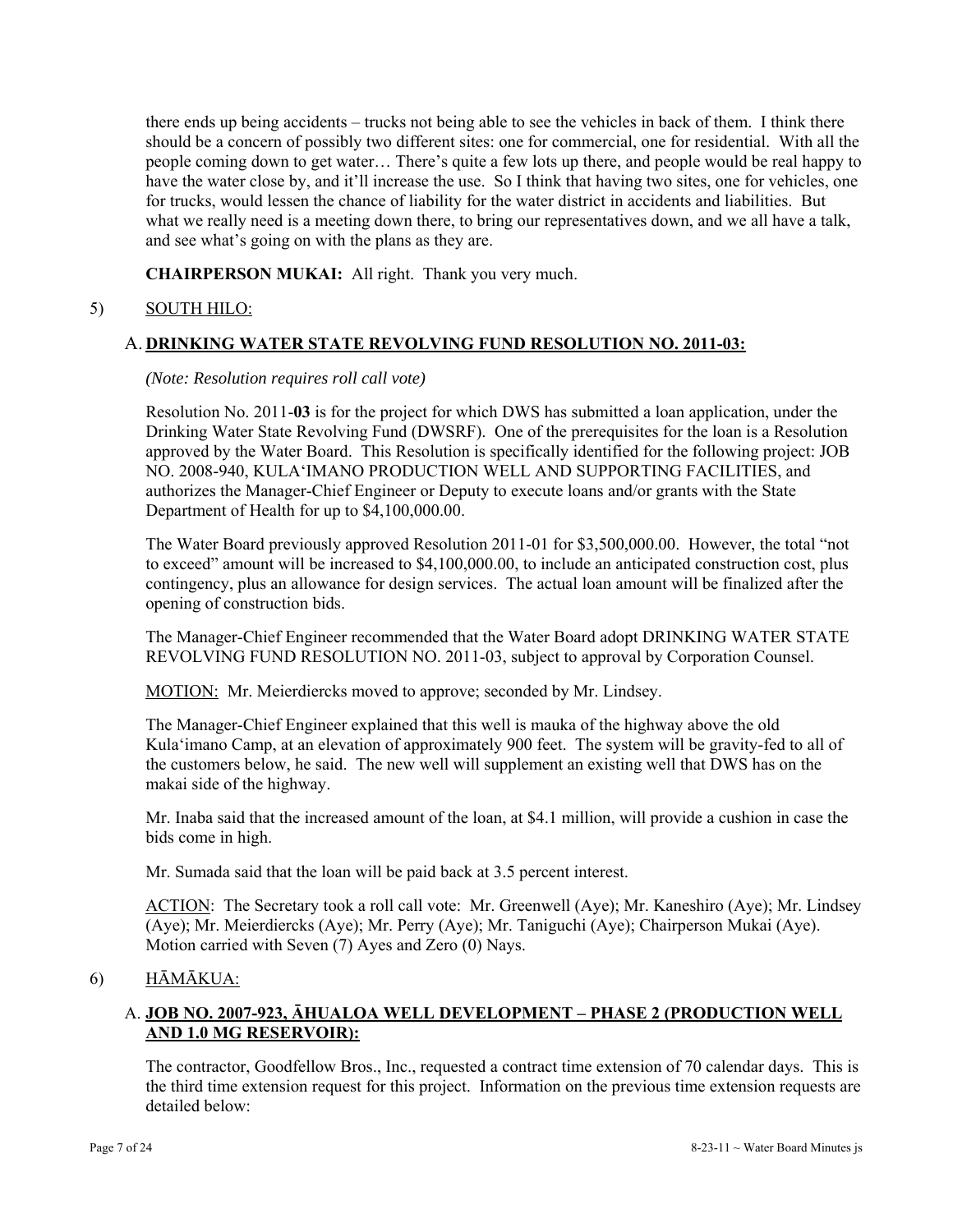there ends up being accidents – trucks not being able to see the vehicles in back of them. I think there should be a concern of possibly two different sites: one for commercial, one for residential. With all the people coming down to get water… There's quite a few lots up there, and people would be real happy to have the water close by, and it'll increase the use. So I think that having two sites, one for vehicles, one for trucks, would lessen the chance of liability for the water district in accidents and liabilities. But what we really need is a meeting down there, to bring our representatives down, and we all have a talk, and see what's going on with the plans as they are.

**CHAIRPERSON MUKAI:** All right. Thank you very much.

5) SOUTH HILO:

A. **DRINKING WATER STATE REVOLVING FUND RESOLUTION NO. 2011-03:**

*(Note: Resolution requires roll call vote)*

Resolution No. 2011-**03** is for the project for which DWS has submitted a loan application, under the Drinking Water State Revolving Fund (DWSRF). One of the prerequisites for the loan is a Resolution approved by the Water Board. This Resolution is specifically identified for the following project: JOB NO. 2008-940, KULA'IMANO PRODUCTION WELL AND SUPPORTING FACILITIES, and authorizes the Manager-Chief Engineer or Deputy to execute loans and/or grants with the State Department of Health for up to $4,100,000.00.

The Water Board previously approved Resolution 2011-01 for $3,500,000.00. However, the total "not to exceed" amount will be increased to $4,100,000.00, to include an anticipated construction cost, plus contingency, plus an allowance for design services. The actual loan amount will be finalized after the opening of construction bids.

The Manager-Chief Engineer recommended that the Water Board adopt DRINKING WATER STATE REVOLVING FUND RESOLUTION NO. 2011-03, subject to approval by Corporation Counsel.

MOTION: Mr. Meierdiercks moved to approve; seconded by Mr. Lindsey.

The Manager-Chief Engineer explained that this well is mauka of the highway above the old Kula'imano Camp, at an elevation of approximately 900 feet. The system will be gravity-fed to all of the customers below, he said. The new well will supplement an existing well that DWS has on the makai side of the highway.

Mr. Inaba said that the increased amount of the loan, at $4.1 million, will provide a cushion in case the bids come in high.

Mr. Sumada said that the loan will be paid back at 3.5 percent interest.

ACTION: The Secretary took a roll call vote: Mr. Greenwell (Aye); Mr. Kaneshiro (Aye); Mr. Lindsey (Aye); Mr. Meierdiercks (Aye); Mr. Perry (Aye); Mr. Taniguchi (Aye); Chairperson Mukai (Aye). Motion carried with Seven (7) Ayes and Zero (0) Nays.

6) HĀMĀKUA:

A. **JOB NO. 2007-923, ĀHUALOA WELL DEVELOPMENT – PHASE 2 (PRODUCTION WELL AND 1.0 MG RESERVOIR):**

The contractor, Goodfellow Bros., Inc., requested a contract time extension of 70 calendar days. This is the third time extension request for this project. Information on the previous time extension requests are detailed below: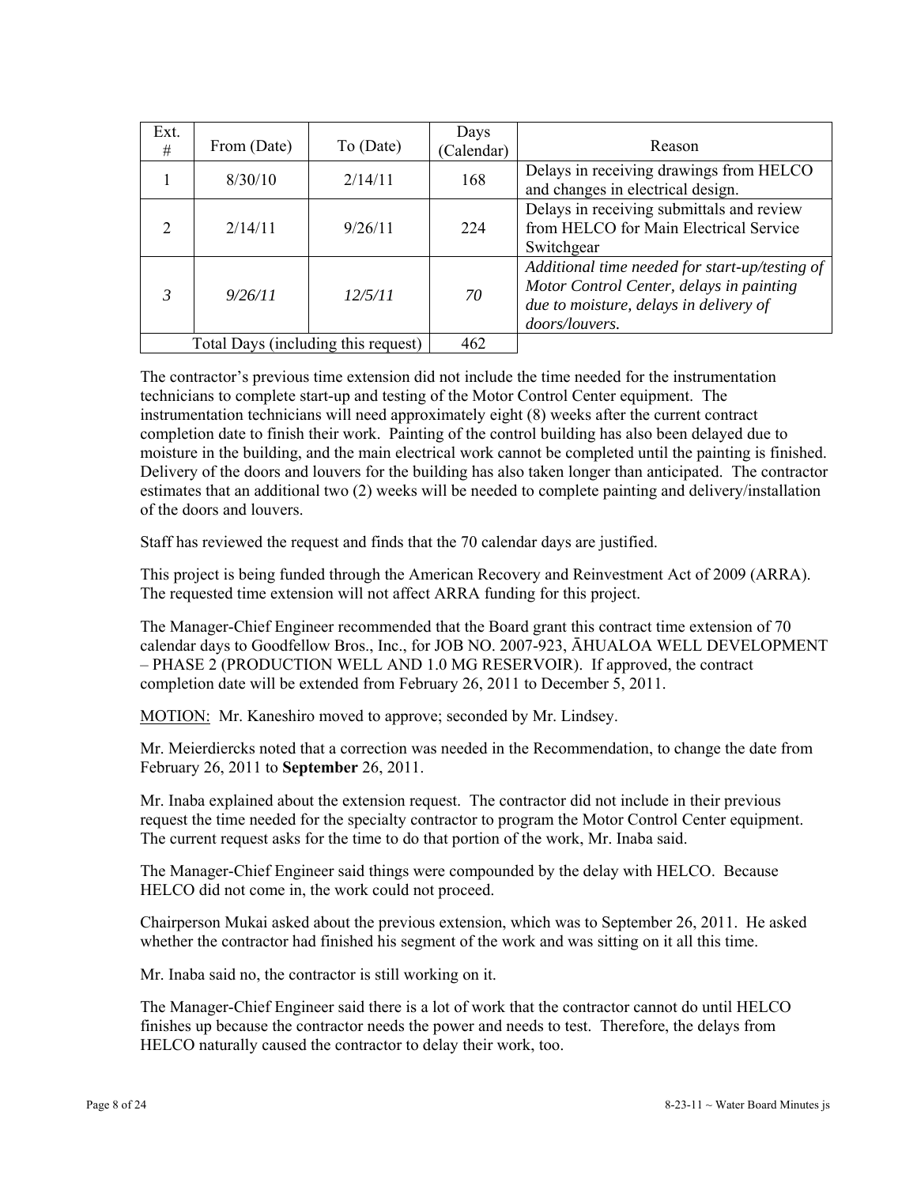| Ext. # | From (Date) | To (Date) | Days (Calendar) | Reason |
|---|---|---|---|---|
| 1 | 8/30/10 | 2/14/11 | 168 | Delays in receiving drawings from HELCO and changes in electrical design. |
| 2 | 2/14/11 | 9/26/11 | 224 | Delays in receiving submittals and review from HELCO for Main Electrical Service Switchgear |
| *3* | *9/26/11* | *12/5/11* | *70* | *Additional time needed for start-up/testing of Motor Control Center, delays in painting due to moisture, delays in delivery of doors/louvers.* |
| Total Days (including this request) | | | 462 | |

The contractor's previous time extension did not include the time needed for the instrumentation technicians to complete start-up and testing of the Motor Control Center equipment. The instrumentation technicians will need approximately eight (8) weeks after the current contract completion date to finish their work. Painting of the control building has also been delayed due to moisture in the building, and the main electrical work cannot be completed until the painting is finished. Delivery of the doors and louvers for the building has also taken longer than anticipated. The contractor estimates that an additional two (2) weeks will be needed to complete painting and delivery/installation of the doors and louvers.

Staff has reviewed the request and finds that the 70 calendar days are justified.

This project is being funded through the American Recovery and Reinvestment Act of 2009 (ARRA). The requested time extension will not affect ARRA funding for this project.

The Manager-Chief Engineer recommended that the Board grant this contract time extension of 70 calendar days to Goodfellow Bros., Inc., for JOB NO. 2007-923, ĀHUALOA WELL DEVELOPMENT – PHASE 2 (PRODUCTION WELL AND 1.0 MG RESERVOIR). If approved, the contract completion date will be extended from February 26, 2011 to December 5, 2011.

MOTION: Mr. Kaneshiro moved to approve; seconded by Mr. Lindsey.

Mr. Meierdiercks noted that a correction was needed in the Recommendation, to change the date from February 26, 2011 to **September** 26, 2011.

Mr. Inaba explained about the extension request. The contractor did not include in their previous request the time needed for the specialty contractor to program the Motor Control Center equipment. The current request asks for the time to do that portion of the work, Mr. Inaba said.

The Manager-Chief Engineer said things were compounded by the delay with HELCO. Because HELCO did not come in, the work could not proceed.

Chairperson Mukai asked about the previous extension, which was to September 26, 2011. He asked whether the contractor had finished his segment of the work and was sitting on it all this time.

Mr. Inaba said no, the contractor is still working on it.

The Manager-Chief Engineer said there is a lot of work that the contractor cannot do until HELCO finishes up because the contractor needs the power and needs to test. Therefore, the delays from HELCO naturally caused the contractor to delay their work, too.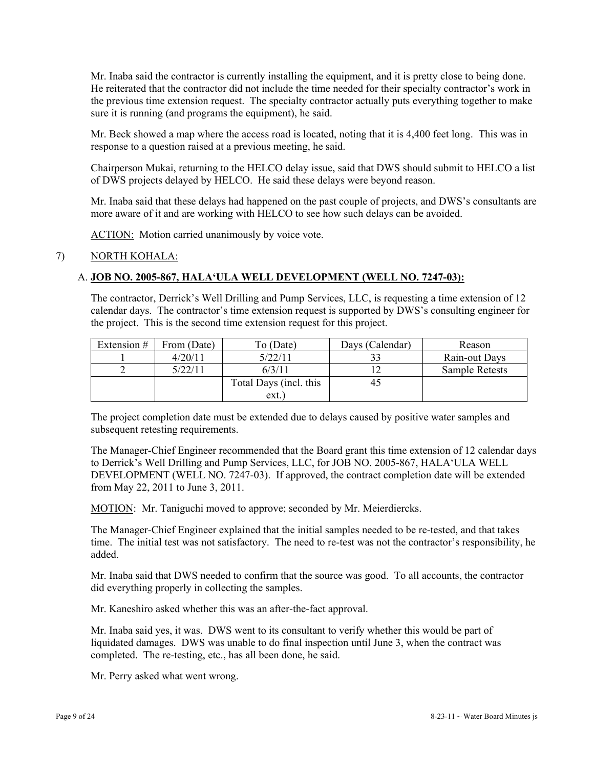Mr. Inaba said the contractor is currently installing the equipment, and it is pretty close to being done. He reiterated that the contractor did not include the time needed for their specialty contractor's work in the previous time extension request. The specialty contractor actually puts everything together to make sure it is running (and programs the equipment), he said.

Mr. Beck showed a map where the access road is located, noting that it is 4,400 feet long. This was in response to a question raised at a previous meeting, he said.

Chairperson Mukai, returning to the HELCO delay issue, said that DWS should submit to HELCO a list of DWS projects delayed by HELCO. He said these delays were beyond reason.

Mr. Inaba said that these delays had happened on the past couple of projects, and DWS's consultants are more aware of it and are working with HELCO to see how such delays can be avoided.

<u>ACTION</u>: Motion carried unanimously by voice vote.

7) <u>NORTH KOHALA</u>:

A. **<u>JOB NO. 2005-867, HALA'ULA WELL DEVELOPMENT (WELL NO. 7247-03):</u>**

The contractor, Derrick's Well Drilling and Pump Services, LLC, is requesting a time extension of 12 calendar days. The contractor's time extension request is supported by DWS's consulting engineer for the project. This is the second time extension request for this project.

| Extension # | From (Date) | To (Date) | Days (Calendar) | Reason |
|---|---|---|---|---|
| 1 | 4/20/11 | 5/22/11 | 33 | Rain-out Days |
| 2 | 5/22/11 | 6/3/11 | 12 | Sample Retests |
| | | Total Days (incl. this ext.) | 45 | |

The project completion date must be extended due to delays caused by positive water samples and subsequent retesting requirements.

The Manager-Chief Engineer recommended that the Board grant this time extension of 12 calendar days to Derrick's Well Drilling and Pump Services, LLC, for JOB NO. 2005-867, HALA'ULA WELL DEVELOPMENT (WELL NO. 7247-03). If approved, the contract completion date will be extended from May 22, 2011 to June 3, 2011.

<u>MOTION</u>: Mr. Taniguchi moved to approve; seconded by Mr. Meierdiercks.

The Manager-Chief Engineer explained that the initial samples needed to be re-tested, and that takes time. The initial test was not satisfactory. The need to re-test was not the contractor's responsibility, he added.

Mr. Inaba said that DWS needed to confirm that the source was good. To all accounts, the contractor did everything properly in collecting the samples.

Mr. Kaneshiro asked whether this was an after-the-fact approval.

Mr. Inaba said yes, it was. DWS went to its consultant to verify whether this would be part of liquidated damages. DWS was unable to do final inspection until June 3, when the contract was completed. The re-testing, etc., has all been done, he said.

Mr. Perry asked what went wrong.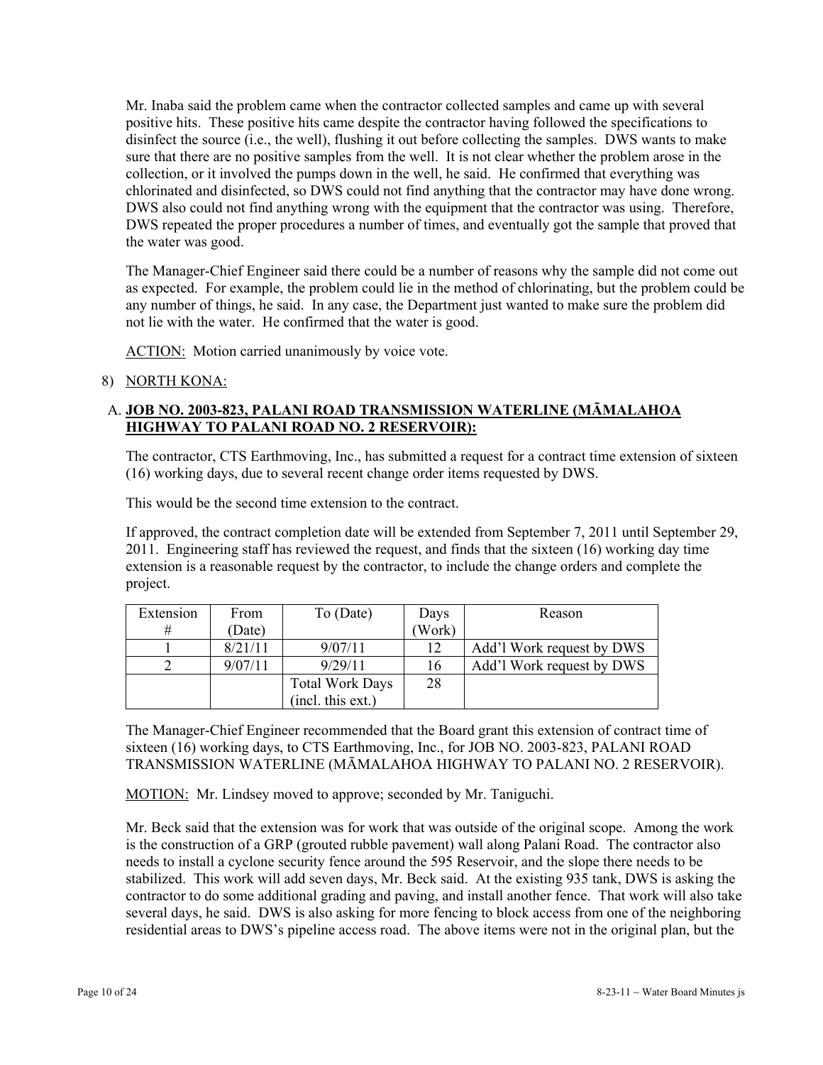Mr. Inaba said the problem came when the contractor collected samples and came up with several positive hits. These positive hits came despite the contractor having followed the specifications to disinfect the source (i.e., the well), flushing it out before collecting the samples. DWS wants to make sure that there are no positive samples from the well. It is not clear whether the problem arose in the collection, or it involved the pumps down in the well, he said. He confirmed that everything was chlorinated and disinfected, so DWS could not find anything that the contractor may have done wrong. DWS also could not find anything wrong with the equipment that the contractor was using. Therefore, DWS repeated the proper procedures a number of times, and eventually got the sample that proved that the water was good.

The Manager-Chief Engineer said there could be a number of reasons why the sample did not come out as expected. For example, the problem could lie in the method of chlorinating, but the problem could be any number of things, he said. In any case, the Department just wanted to make sure the problem did not lie with the water. He confirmed that the water is good.

ACTION: Motion carried unanimously by voice vote.

8) NORTH KONA:

A. **JOB NO. 2003-823, PALANI ROAD TRANSMISSION WATERLINE (MĀMALAHOA HIGHWAY TO PALANI ROAD NO. 2 RESERVOIR):**

The contractor, CTS Earthmoving, Inc., has submitted a request for a contract time extension of sixteen (16) working days, due to several recent change order items requested by DWS.

This would be the second time extension to the contract.

If approved, the contract completion date will be extended from September 7, 2011 until September 29, 2011. Engineering staff has reviewed the request, and finds that the sixteen (16) working day time extension is a reasonable request by the contractor, to include the change orders and complete the project.

| Extension # | From (Date) | To (Date) | Days (Work) | Reason |
|---|---|---|---|---|
| 1 | 8/21/11 | 9/07/11 | 12 | Add'l Work request by DWS |
| 2 | 9/07/11 | 9/29/11 | 16 | Add'l Work request by DWS |
| | | Total Work Days (incl. this ext.) | 28 | |

The Manager-Chief Engineer recommended that the Board grant this extension of contract time of sixteen (16) working days, to CTS Earthmoving, Inc., for JOB NO. 2003-823, PALANI ROAD TRANSMISSION WATERLINE (MĀMALAHOA HIGHWAY TO PALANI NO. 2 RESERVOIR).

MOTION: Mr. Lindsey moved to approve; seconded by Mr. Taniguchi.

Mr. Beck said that the extension was for work that was outside of the original scope. Among the work is the construction of a GRP (grouted rubble pavement) wall along Palani Road. The contractor also needs to install a cyclone security fence around the 595 Reservoir, and the slope there needs to be stabilized. This work will add seven days, Mr. Beck said. At the existing 935 tank, DWS is asking the contractor to do some additional grading and paving, and install another fence. That work will also take several days, he said. DWS is also asking for more fencing to block access from one of the neighboring residential areas to DWS's pipeline access road. The above items were not in the original plan, but the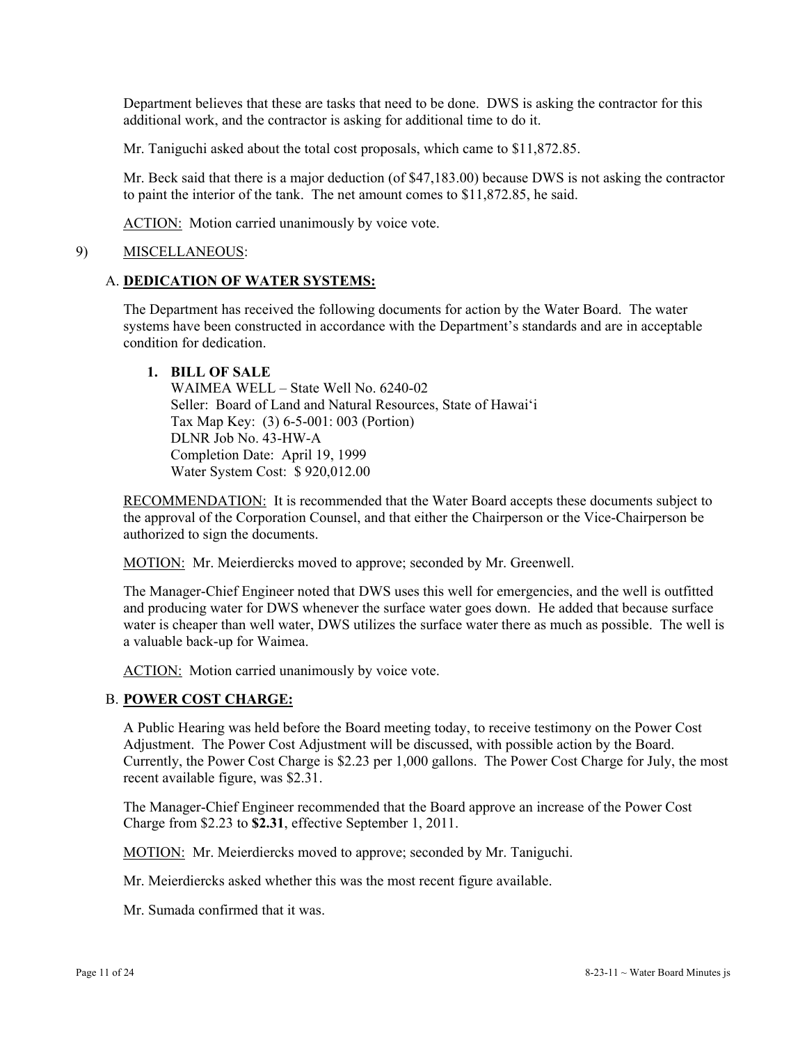Department believes that these are tasks that need to be done. DWS is asking the contractor for this additional work, and the contractor is asking for additional time to do it.

Mr. Taniguchi asked about the total cost proposals, which came to $11,872.85.

Mr. Beck said that there is a major deduction (of $47,183.00) because DWS is not asking the contractor to paint the interior of the tank. The net amount comes to $11,872.85, he said.

ACTION: Motion carried unanimously by voice vote.

9) MISCELLANEOUS:

A. **DEDICATION OF WATER SYSTEMS:**

The Department has received the following documents for action by the Water Board. The water systems have been constructed in accordance with the Department's standards and are in acceptable condition for dedication.

**1. BILL OF SALE**
WAIMEA WELL – State Well No. 6240-02
Seller: Board of Land and Natural Resources, State of Hawai'i
Tax Map Key: (3) 6-5-001: 003 (Portion)
DLNR Job No. 43-HW-A
Completion Date: April 19, 1999
Water System Cost: $ 920,012.00

RECOMMENDATION: It is recommended that the Water Board accepts these documents subject to the approval of the Corporation Counsel, and that either the Chairperson or the Vice-Chairperson be authorized to sign the documents.

MOTION: Mr. Meierdiercks moved to approve; seconded by Mr. Greenwell.

The Manager-Chief Engineer noted that DWS uses this well for emergencies, and the well is outfitted and producing water for DWS whenever the surface water goes down. He added that because surface water is cheaper than well water, DWS utilizes the surface water there as much as possible. The well is a valuable back-up for Waimea.

ACTION: Motion carried unanimously by voice vote.

B. **POWER COST CHARGE:**

A Public Hearing was held before the Board meeting today, to receive testimony on the Power Cost Adjustment. The Power Cost Adjustment will be discussed, with possible action by the Board. Currently, the Power Cost Charge is $2.23 per 1,000 gallons. The Power Cost Charge for July, the most recent available figure, was $2.31.

The Manager-Chief Engineer recommended that the Board approve an increase of the Power Cost Charge from $2.23 to **$2.31**, effective September 1, 2011.

MOTION: Mr. Meierdiercks moved to approve; seconded by Mr. Taniguchi.

Mr. Meierdiercks asked whether this was the most recent figure available.

Mr. Sumada confirmed that it was.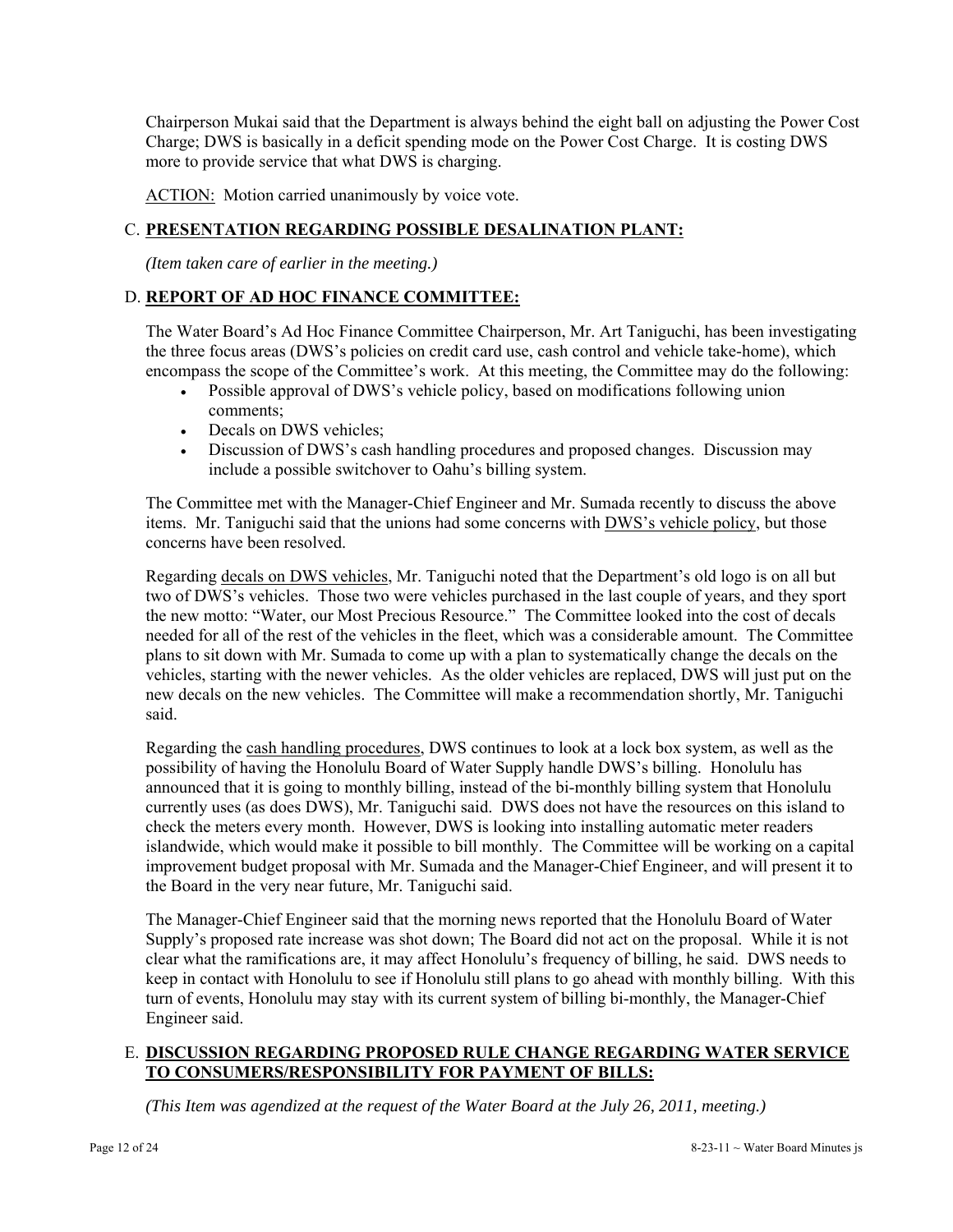Chairperson Mukai said that the Department is always behind the eight ball on adjusting the Power Cost Charge; DWS is basically in a deficit spending mode on the Power Cost Charge. It is costing DWS more to provide service that what DWS is charging.

ACTION: Motion carried unanimously by voice vote.

### C. **PRESENTATION REGARDING POSSIBLE DESALINATION PLANT:**

*(Item taken care of earlier in the meeting.)*

### D. **REPORT OF AD HOC FINANCE COMMITTEE:**

The Water Board's Ad Hoc Finance Committee Chairperson, Mr. Art Taniguchi, has been investigating the three focus areas (DWS's policies on credit card use, cash control and vehicle take-home), which encompass the scope of the Committee's work. At this meeting, the Committee may do the following:

- Possible approval of DWS's vehicle policy, based on modifications following union comments;
- Decals on DWS vehicles;
- Discussion of DWS's cash handling procedures and proposed changes. Discussion may include a possible switchover to Oahu's billing system.

The Committee met with the Manager-Chief Engineer and Mr. Sumada recently to discuss the above items. Mr. Taniguchi said that the unions had some concerns with DWS's vehicle policy, but those concerns have been resolved.

Regarding decals on DWS vehicles, Mr. Taniguchi noted that the Department's old logo is on all but two of DWS's vehicles. Those two were vehicles purchased in the last couple of years, and they sport the new motto: "Water, our Most Precious Resource." The Committee looked into the cost of decals needed for all of the rest of the vehicles in the fleet, which was a considerable amount. The Committee plans to sit down with Mr. Sumada to come up with a plan to systematically change the decals on the vehicles, starting with the newer vehicles. As the older vehicles are replaced, DWS will just put on the new decals on the new vehicles. The Committee will make a recommendation shortly, Mr. Taniguchi said.

Regarding the cash handling procedures, DWS continues to look at a lock box system, as well as the possibility of having the Honolulu Board of Water Supply handle DWS's billing. Honolulu has announced that it is going to monthly billing, instead of the bi-monthly billing system that Honolulu currently uses (as does DWS), Mr. Taniguchi said. DWS does not have the resources on this island to check the meters every month. However, DWS is looking into installing automatic meter readers islandwide, which would make it possible to bill monthly. The Committee will be working on a capital improvement budget proposal with Mr. Sumada and the Manager-Chief Engineer, and will present it to the Board in the very near future, Mr. Taniguchi said.

The Manager-Chief Engineer said that the morning news reported that the Honolulu Board of Water Supply's proposed rate increase was shot down; The Board did not act on the proposal. While it is not clear what the ramifications are, it may affect Honolulu's frequency of billing, he said. DWS needs to keep in contact with Honolulu to see if Honolulu still plans to go ahead with monthly billing. With this turn of events, Honolulu may stay with its current system of billing bi-monthly, the Manager-Chief Engineer said.

### E. **DISCUSSION REGARDING PROPOSED RULE CHANGE REGARDING WATER SERVICE TO CONSUMERS/RESPONSIBILITY FOR PAYMENT OF BILLS:**

*(This Item was agendized at the request of the Water Board at the July 26, 2011, meeting.)*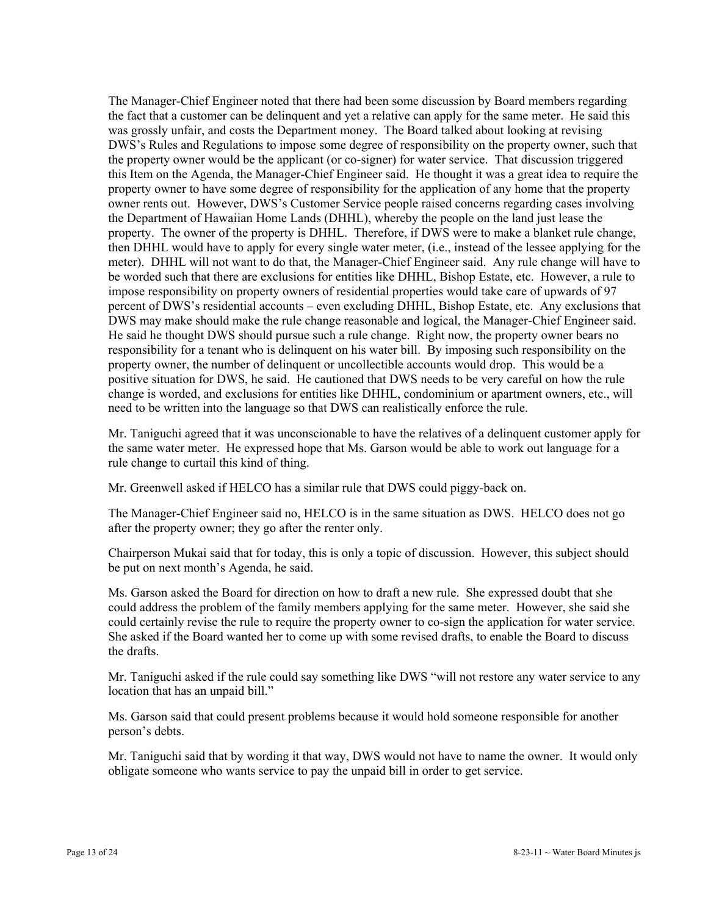The Manager-Chief Engineer noted that there had been some discussion by Board members regarding the fact that a customer can be delinquent and yet a relative can apply for the same meter. He said this was grossly unfair, and costs the Department money. The Board talked about looking at revising DWS's Rules and Regulations to impose some degree of responsibility on the property owner, such that the property owner would be the applicant (or co-signer) for water service. That discussion triggered this Item on the Agenda, the Manager-Chief Engineer said. He thought it was a great idea to require the property owner to have some degree of responsibility for the application of any home that the property owner rents out. However, DWS's Customer Service people raised concerns regarding cases involving the Department of Hawaiian Home Lands (DHHL), whereby the people on the land just lease the property. The owner of the property is DHHL. Therefore, if DWS were to make a blanket rule change, then DHHL would have to apply for every single water meter, (i.e., instead of the lessee applying for the meter). DHHL will not want to do that, the Manager-Chief Engineer said. Any rule change will have to be worded such that there are exclusions for entities like DHHL, Bishop Estate, etc. However, a rule to impose responsibility on property owners of residential properties would take care of upwards of 97 percent of DWS's residential accounts – even excluding DHHL, Bishop Estate, etc. Any exclusions that DWS may make should make the rule change reasonable and logical, the Manager-Chief Engineer said. He said he thought DWS should pursue such a rule change. Right now, the property owner bears no responsibility for a tenant who is delinquent on his water bill. By imposing such responsibility on the property owner, the number of delinquent or uncollectible accounts would drop. This would be a positive situation for DWS, he said. He cautioned that DWS needs to be very careful on how the rule change is worded, and exclusions for entities like DHHL, condominium or apartment owners, etc., will need to be written into the language so that DWS can realistically enforce the rule.

Mr. Taniguchi agreed that it was unconscionable to have the relatives of a delinquent customer apply for the same water meter. He expressed hope that Ms. Garson would be able to work out language for a rule change to curtail this kind of thing.

Mr. Greenwell asked if HELCO has a similar rule that DWS could piggy-back on.

The Manager-Chief Engineer said no, HELCO is in the same situation as DWS. HELCO does not go after the property owner; they go after the renter only.

Chairperson Mukai said that for today, this is only a topic of discussion. However, this subject should be put on next month's Agenda, he said.

Ms. Garson asked the Board for direction on how to draft a new rule. She expressed doubt that she could address the problem of the family members applying for the same meter. However, she said she could certainly revise the rule to require the property owner to co-sign the application for water service. She asked if the Board wanted her to come up with some revised drafts, to enable the Board to discuss the drafts.

Mr. Taniguchi asked if the rule could say something like DWS "will not restore any water service to any location that has an unpaid bill."

Ms. Garson said that could present problems because it would hold someone responsible for another person's debts.

Mr. Taniguchi said that by wording it that way, DWS would not have to name the owner. It would only obligate someone who wants service to pay the unpaid bill in order to get service.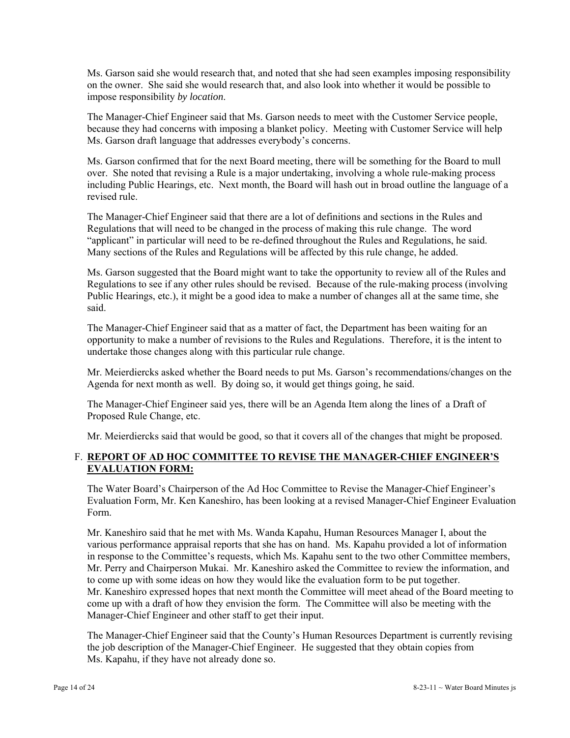Ms. Garson said she would research that, and noted that she had seen examples imposing responsibility on the owner. She said she would research that, and also look into whether it would be possible to impose responsibility *by location*.

The Manager-Chief Engineer said that Ms. Garson needs to meet with the Customer Service people, because they had concerns with imposing a blanket policy. Meeting with Customer Service will help Ms. Garson draft language that addresses everybody's concerns.

Ms. Garson confirmed that for the next Board meeting, there will be something for the Board to mull over. She noted that revising a Rule is a major undertaking, involving a whole rule-making process including Public Hearings, etc. Next month, the Board will hash out in broad outline the language of a revised rule.

The Manager-Chief Engineer said that there are a lot of definitions and sections in the Rules and Regulations that will need to be changed in the process of making this rule change. The word "applicant" in particular will need to be re-defined throughout the Rules and Regulations, he said. Many sections of the Rules and Regulations will be affected by this rule change, he added.

Ms. Garson suggested that the Board might want to take the opportunity to review all of the Rules and Regulations to see if any other rules should be revised. Because of the rule-making process (involving Public Hearings, etc.), it might be a good idea to make a number of changes all at the same time, she said.

The Manager-Chief Engineer said that as a matter of fact, the Department has been waiting for an opportunity to make a number of revisions to the Rules and Regulations. Therefore, it is the intent to undertake those changes along with this particular rule change.

Mr. Meierdiercks asked whether the Board needs to put Ms. Garson's recommendations/changes on the Agenda for next month as well. By doing so, it would get things going, he said.

The Manager-Chief Engineer said yes, there will be an Agenda Item along the lines of a Draft of Proposed Rule Change, etc.

Mr. Meierdiercks said that would be good, so that it covers all of the changes that might be proposed.

F. **REPORT OF AD HOC COMMITTEE TO REVISE THE MANAGER-CHIEF ENGINEER'S EVALUATION FORM:**

The Water Board's Chairperson of the Ad Hoc Committee to Revise the Manager-Chief Engineer's Evaluation Form, Mr. Ken Kaneshiro, has been looking at a revised Manager-Chief Engineer Evaluation Form.

Mr. Kaneshiro said that he met with Ms. Wanda Kapahu, Human Resources Manager I, about the various performance appraisal reports that she has on hand. Ms. Kapahu provided a lot of information in response to the Committee's requests, which Ms. Kapahu sent to the two other Committee members, Mr. Perry and Chairperson Mukai. Mr. Kaneshiro asked the Committee to review the information, and to come up with some ideas on how they would like the evaluation form to be put together. Mr. Kaneshiro expressed hopes that next month the Committee will meet ahead of the Board meeting to come up with a draft of how they envision the form. The Committee will also be meeting with the Manager-Chief Engineer and other staff to get their input.

The Manager-Chief Engineer said that the County's Human Resources Department is currently revising the job description of the Manager-Chief Engineer. He suggested that they obtain copies from Ms. Kapahu, if they have not already done so.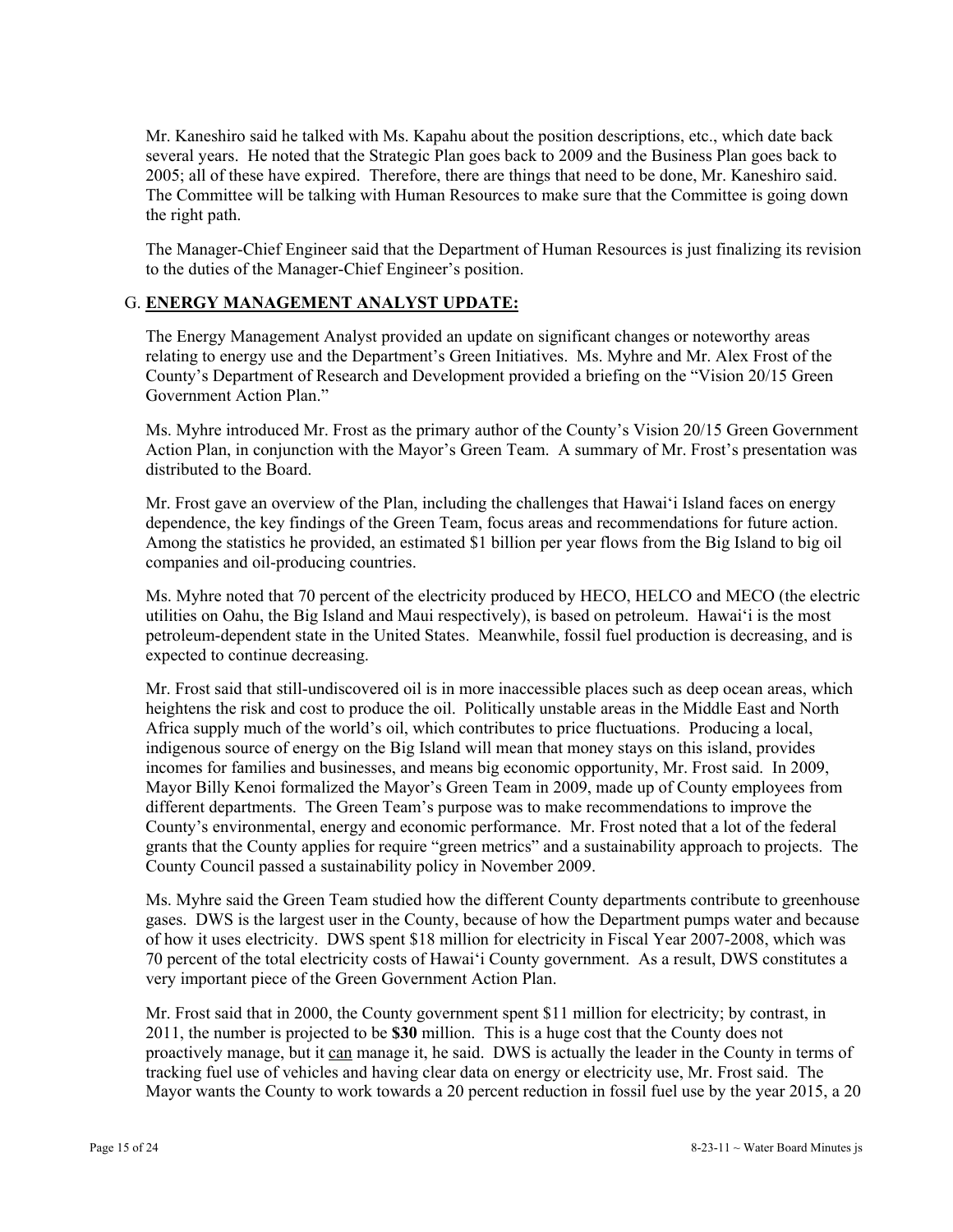Mr. Kaneshiro said he talked with Ms. Kapahu about the position descriptions, etc., which date back several years. He noted that the Strategic Plan goes back to 2009 and the Business Plan goes back to 2005; all of these have expired. Therefore, there are things that need to be done, Mr. Kaneshiro said. The Committee will be talking with Human Resources to make sure that the Committee is going down the right path.

The Manager-Chief Engineer said that the Department of Human Resources is just finalizing its revision to the duties of the Manager-Chief Engineer's position.

## G. ENERGY MANAGEMENT ANALYST UPDATE:

The Energy Management Analyst provided an update on significant changes or noteworthy areas relating to energy use and the Department's Green Initiatives. Ms. Myhre and Mr. Alex Frost of the County's Department of Research and Development provided a briefing on the "Vision 20/15 Green Government Action Plan."

Ms. Myhre introduced Mr. Frost as the primary author of the County's Vision 20/15 Green Government Action Plan, in conjunction with the Mayor's Green Team. A summary of Mr. Frost's presentation was distributed to the Board.

Mr. Frost gave an overview of the Plan, including the challenges that Hawai'i Island faces on energy dependence, the key findings of the Green Team, focus areas and recommendations for future action. Among the statistics he provided, an estimated $1 billion per year flows from the Big Island to big oil companies and oil-producing countries.

Ms. Myhre noted that 70 percent of the electricity produced by HECO, HELCO and MECO (the electric utilities on Oahu, the Big Island and Maui respectively), is based on petroleum. Hawai'i is the most petroleum-dependent state in the United States. Meanwhile, fossil fuel production is decreasing, and is expected to continue decreasing.

Mr. Frost said that still-undiscovered oil is in more inaccessible places such as deep ocean areas, which heightens the risk and cost to produce the oil. Politically unstable areas in the Middle East and North Africa supply much of the world's oil, which contributes to price fluctuations. Producing a local, indigenous source of energy on the Big Island will mean that money stays on this island, provides incomes for families and businesses, and means big economic opportunity, Mr. Frost said. In 2009, Mayor Billy Kenoi formalized the Mayor's Green Team in 2009, made up of County employees from different departments. The Green Team's purpose was to make recommendations to improve the County's environmental, energy and economic performance. Mr. Frost noted that a lot of the federal grants that the County applies for require "green metrics" and a sustainability approach to projects. The County Council passed a sustainability policy in November 2009.

Ms. Myhre said the Green Team studied how the different County departments contribute to greenhouse gases. DWS is the largest user in the County, because of how the Department pumps water and because of how it uses electricity. DWS spent $18 million for electricity in Fiscal Year 2007-2008, which was 70 percent of the total electricity costs of Hawai'i County government. As a result, DWS constitutes a very important piece of the Green Government Action Plan.

Mr. Frost said that in 2000, the County government spent $11 million for electricity; by contrast, in 2011, the number is projected to be **$30** million. This is a huge cost that the County does not proactively manage, but it can manage it, he said. DWS is actually the leader in the County in terms of tracking fuel use of vehicles and having clear data on energy or electricity use, Mr. Frost said. The Mayor wants the County to work towards a 20 percent reduction in fossil fuel use by the year 2015, a 20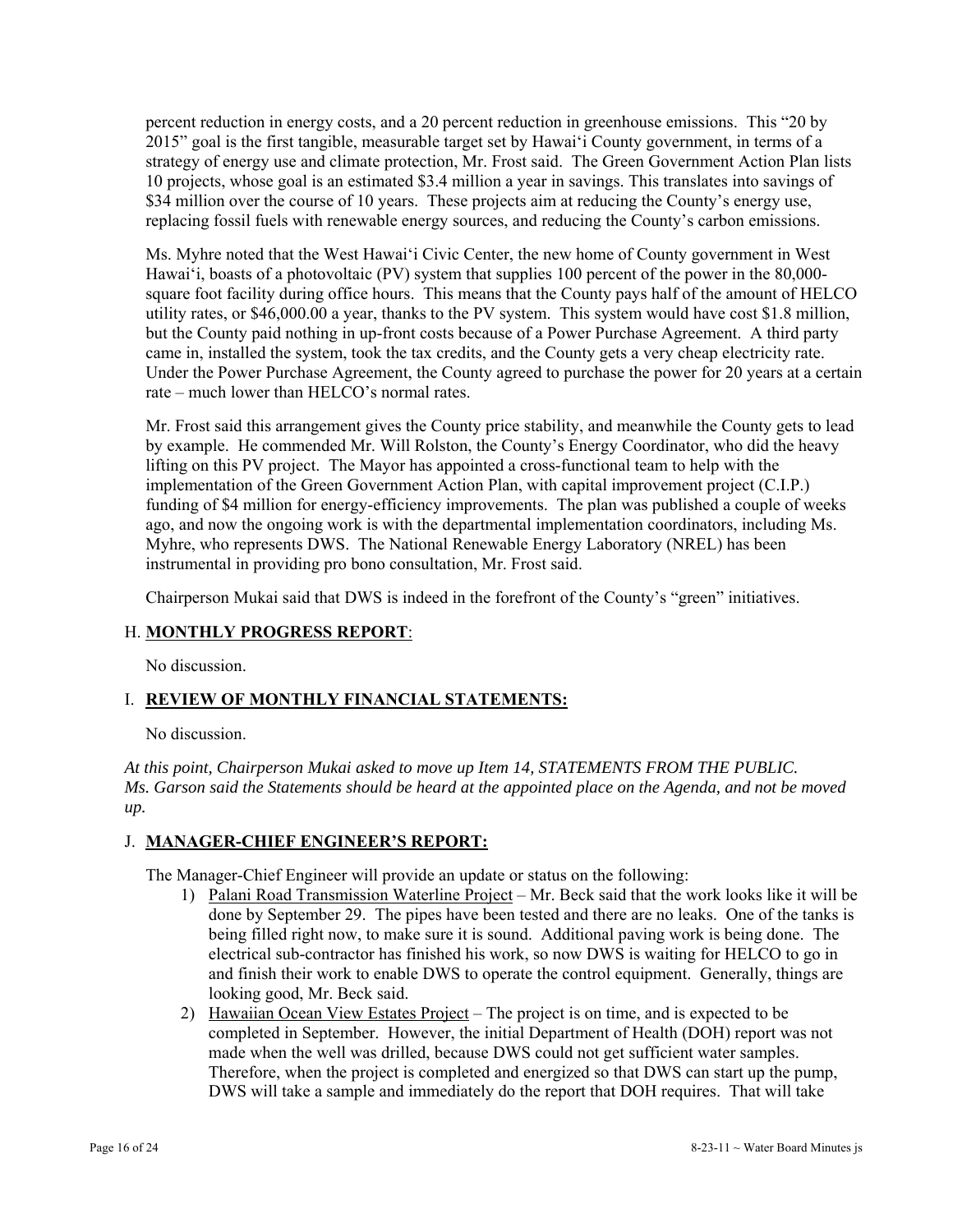percent reduction in energy costs, and a 20 percent reduction in greenhouse emissions. This "20 by 2015" goal is the first tangible, measurable target set by Hawai'i County government, in terms of a strategy of energy use and climate protection, Mr. Frost said. The Green Government Action Plan lists 10 projects, whose goal is an estimated $3.4 million a year in savings. This translates into savings of $34 million over the course of 10 years. These projects aim at reducing the County's energy use, replacing fossil fuels with renewable energy sources, and reducing the County's carbon emissions.

Ms. Myhre noted that the West Hawai'i Civic Center, the new home of County government in West Hawai'i, boasts of a photovoltaic (PV) system that supplies 100 percent of the power in the 80,000-square foot facility during office hours. This means that the County pays half of the amount of HELCO utility rates, or $46,000.00 a year, thanks to the PV system. This system would have cost $1.8 million, but the County paid nothing in up-front costs because of a Power Purchase Agreement. A third party came in, installed the system, took the tax credits, and the County gets a very cheap electricity rate. Under the Power Purchase Agreement, the County agreed to purchase the power for 20 years at a certain rate – much lower than HELCO's normal rates.

Mr. Frost said this arrangement gives the County price stability, and meanwhile the County gets to lead by example. He commended Mr. Will Rolston, the County's Energy Coordinator, who did the heavy lifting on this PV project. The Mayor has appointed a cross-functional team to help with the implementation of the Green Government Action Plan, with capital improvement project (C.I.P.) funding of $4 million for energy-efficiency improvements. The plan was published a couple of weeks ago, and now the ongoing work is with the departmental implementation coordinators, including Ms. Myhre, who represents DWS. The National Renewable Energy Laboratory (NREL) has been instrumental in providing pro bono consultation, Mr. Frost said.

Chairperson Mukai said that DWS is indeed in the forefront of the County's "green" initiatives.

## H. **MONTHLY PROGRESS REPORT**:

No discussion.

## I. **REVIEW OF MONTHLY FINANCIAL STATEMENTS:**

No discussion.

*At this point, Chairperson Mukai asked to move up Item 14, STATEMENTS FROM THE PUBLIC. Ms. Garson said the Statements should be heard at the appointed place on the Agenda, and not be moved up.*

## J. **MANAGER-CHIEF ENGINEER'S REPORT:**

The Manager-Chief Engineer will provide an update or status on the following:

1) Palani Road Transmission Waterline Project – Mr. Beck said that the work looks like it will be done by September 29. The pipes have been tested and there are no leaks. One of the tanks is being filled right now, to make sure it is sound. Additional paving work is being done. The electrical sub-contractor has finished his work, so now DWS is waiting for HELCO to go in and finish their work to enable DWS to operate the control equipment. Generally, things are looking good, Mr. Beck said.
2) Hawaiian Ocean View Estates Project – The project is on time, and is expected to be completed in September. However, the initial Department of Health (DOH) report was not made when the well was drilled, because DWS could not get sufficient water samples. Therefore, when the project is completed and energized so that DWS can start up the pump, DWS will take a sample and immediately do the report that DOH requires. That will take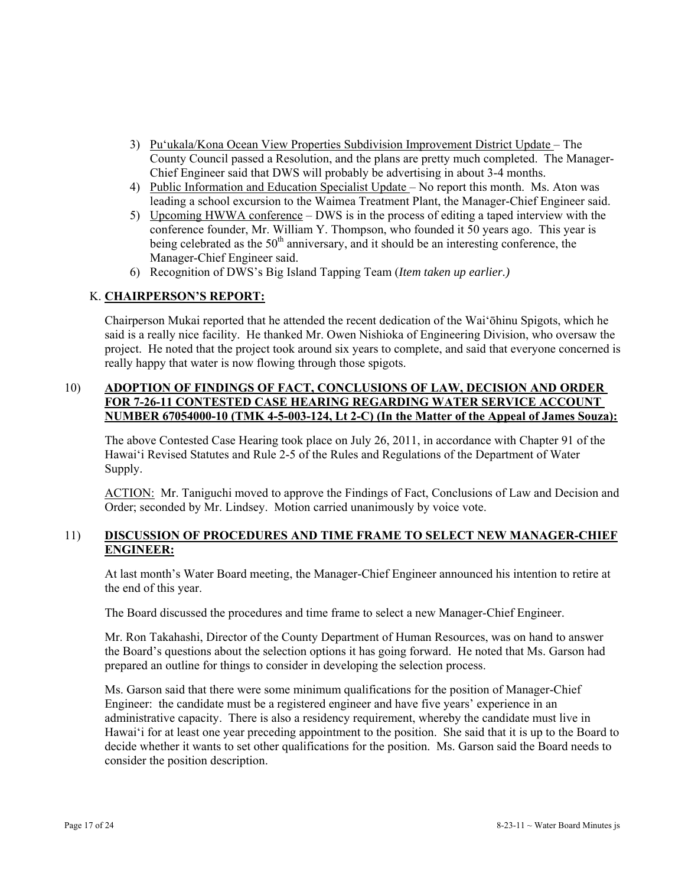3) Pu'ukala/Kona Ocean View Properties Subdivision Improvement District Update – The County Council passed a Resolution, and the plans are pretty much completed. The Manager-Chief Engineer said that DWS will probably be advertising in about 3-4 months.
4) Public Information and Education Specialist Update – No report this month. Ms. Aton was leading a school excursion to the Waimea Treatment Plant, the Manager-Chief Engineer said.
5) Upcoming HWWA conference – DWS is in the process of editing a taped interview with the conference founder, Mr. William Y. Thompson, who founded it 50 years ago. This year is being celebrated as the 50th anniversary, and it should be an interesting conference, the Manager-Chief Engineer said.
6) Recognition of DWS's Big Island Tapping Team (*Item taken up earlier.)*

## K. CHAIRPERSON'S REPORT:

Chairperson Mukai reported that he attended the recent dedication of the Wai'ōhinu Spigots, which he said is a really nice facility. He thanked Mr. Owen Nishioka of Engineering Division, who oversaw the project. He noted that the project took around six years to complete, and said that everyone concerned is really happy that water is now flowing through those spigots.

## 10) ADOPTION OF FINDINGS OF FACT, CONCLUSIONS OF LAW, DECISION AND ORDER FOR 7-26-11 CONTESTED CASE HEARING REGARDING WATER SERVICE ACCOUNT NUMBER 67054000-10 (TMK 4-5-003-124, Lt 2-C) (In the Matter of the Appeal of James Souza):

The above Contested Case Hearing took place on July 26, 2011, in accordance with Chapter 91 of the Hawai'i Revised Statutes and Rule 2-5 of the Rules and Regulations of the Department of Water Supply.

ACTION: Mr. Taniguchi moved to approve the Findings of Fact, Conclusions of Law and Decision and Order; seconded by Mr. Lindsey. Motion carried unanimously by voice vote.

## 11) DISCUSSION OF PROCEDURES AND TIME FRAME TO SELECT NEW MANAGER-CHIEF ENGINEER:

At last month's Water Board meeting, the Manager-Chief Engineer announced his intention to retire at the end of this year.

The Board discussed the procedures and time frame to select a new Manager-Chief Engineer.

Mr. Ron Takahashi, Director of the County Department of Human Resources, was on hand to answer the Board's questions about the selection options it has going forward. He noted that Ms. Garson had prepared an outline for things to consider in developing the selection process.

Ms. Garson said that there were some minimum qualifications for the position of Manager-Chief Engineer: the candidate must be a registered engineer and have five years' experience in an administrative capacity. There is also a residency requirement, whereby the candidate must live in Hawai'i for at least one year preceding appointment to the position. She said that it is up to the Board to decide whether it wants to set other qualifications for the position. Ms. Garson said the Board needs to consider the position description.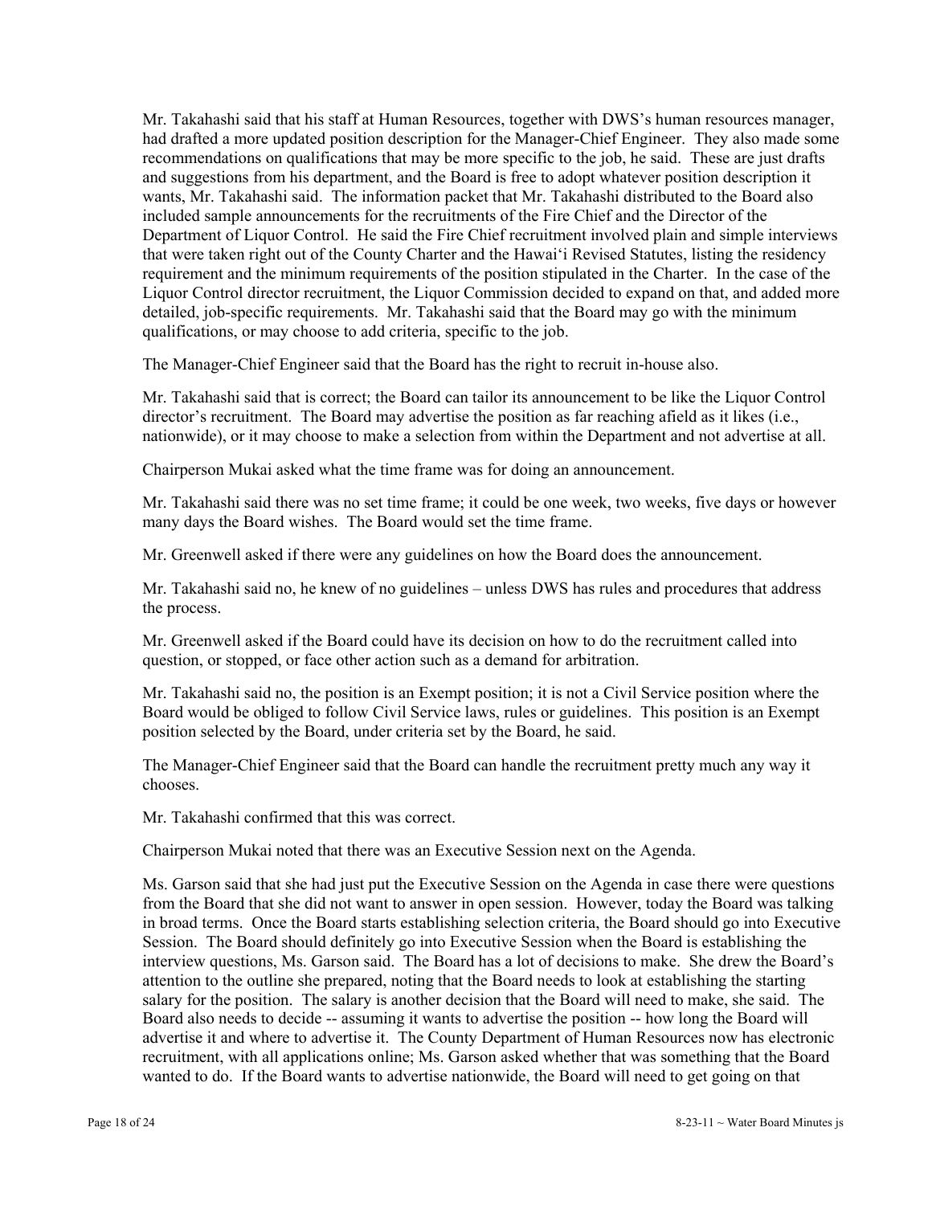Mr. Takahashi said that his staff at Human Resources, together with DWS's human resources manager, had drafted a more updated position description for the Manager-Chief Engineer. They also made some recommendations on qualifications that may be more specific to the job, he said. These are just drafts and suggestions from his department, and the Board is free to adopt whatever position description it wants, Mr. Takahashi said. The information packet that Mr. Takahashi distributed to the Board also included sample announcements for the recruitments of the Fire Chief and the Director of the Department of Liquor Control. He said the Fire Chief recruitment involved plain and simple interviews that were taken right out of the County Charter and the Hawai'i Revised Statutes, listing the residency requirement and the minimum requirements of the position stipulated in the Charter. In the case of the Liquor Control director recruitment, the Liquor Commission decided to expand on that, and added more detailed, job-specific requirements. Mr. Takahashi said that the Board may go with the minimum qualifications, or may choose to add criteria, specific to the job.

The Manager-Chief Engineer said that the Board has the right to recruit in-house also.

Mr. Takahashi said that is correct; the Board can tailor its announcement to be like the Liquor Control director's recruitment. The Board may advertise the position as far reaching afield as it likes (i.e., nationwide), or it may choose to make a selection from within the Department and not advertise at all.

Chairperson Mukai asked what the time frame was for doing an announcement.

Mr. Takahashi said there was no set time frame; it could be one week, two weeks, five days or however many days the Board wishes. The Board would set the time frame.

Mr. Greenwell asked if there were any guidelines on how the Board does the announcement.

Mr. Takahashi said no, he knew of no guidelines – unless DWS has rules and procedures that address the process.

Mr. Greenwell asked if the Board could have its decision on how to do the recruitment called into question, or stopped, or face other action such as a demand for arbitration.

Mr. Takahashi said no, the position is an Exempt position; it is not a Civil Service position where the Board would be obliged to follow Civil Service laws, rules or guidelines. This position is an Exempt position selected by the Board, under criteria set by the Board, he said.

The Manager-Chief Engineer said that the Board can handle the recruitment pretty much any way it chooses.

Mr. Takahashi confirmed that this was correct.

Chairperson Mukai noted that there was an Executive Session next on the Agenda.

Ms. Garson said that she had just put the Executive Session on the Agenda in case there were questions from the Board that she did not want to answer in open session. However, today the Board was talking in broad terms. Once the Board starts establishing selection criteria, the Board should go into Executive Session. The Board should definitely go into Executive Session when the Board is establishing the interview questions, Ms. Garson said. The Board has a lot of decisions to make. She drew the Board's attention to the outline she prepared, noting that the Board needs to look at establishing the starting salary for the position. The salary is another decision that the Board will need to make, she said. The Board also needs to decide -- assuming it wants to advertise the position -- how long the Board will advertise it and where to advertise it. The County Department of Human Resources now has electronic recruitment, with all applications online; Ms. Garson asked whether that was something that the Board wanted to do. If the Board wants to advertise nationwide, the Board will need to get going on that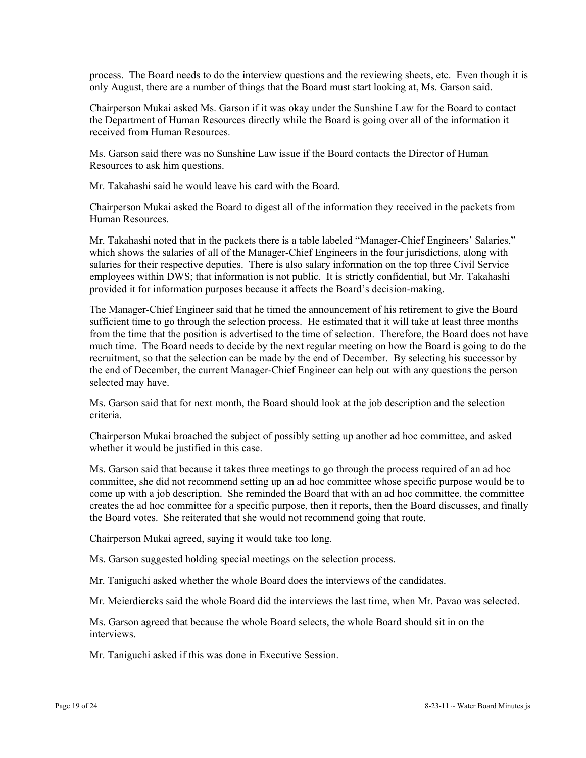process. The Board needs to do the interview questions and the reviewing sheets, etc. Even though it is only August, there are a number of things that the Board must start looking at, Ms. Garson said.

Chairperson Mukai asked Ms. Garson if it was okay under the Sunshine Law for the Board to contact the Department of Human Resources directly while the Board is going over all of the information it received from Human Resources.

Ms. Garson said there was no Sunshine Law issue if the Board contacts the Director of Human Resources to ask him questions.

Mr. Takahashi said he would leave his card with the Board.

Chairperson Mukai asked the Board to digest all of the information they received in the packets from Human Resources.

Mr. Takahashi noted that in the packets there is a table labeled "Manager-Chief Engineers' Salaries," which shows the salaries of all of the Manager-Chief Engineers in the four jurisdictions, along with salaries for their respective deputies. There is also salary information on the top three Civil Service employees within DWS; that information is <u>not</u> public. It is strictly confidential, but Mr. Takahashi provided it for information purposes because it affects the Board's decision-making.

The Manager-Chief Engineer said that he timed the announcement of his retirement to give the Board sufficient time to go through the selection process. He estimated that it will take at least three months from the time that the position is advertised to the time of selection. Therefore, the Board does not have much time. The Board needs to decide by the next regular meeting on how the Board is going to do the recruitment, so that the selection can be made by the end of December. By selecting his successor by the end of December, the current Manager-Chief Engineer can help out with any questions the person selected may have.

Ms. Garson said that for next month, the Board should look at the job description and the selection criteria.

Chairperson Mukai broached the subject of possibly setting up another ad hoc committee, and asked whether it would be justified in this case.

Ms. Garson said that because it takes three meetings to go through the process required of an ad hoc committee, she did not recommend setting up an ad hoc committee whose specific purpose would be to come up with a job description. She reminded the Board that with an ad hoc committee, the committee creates the ad hoc committee for a specific purpose, then it reports, then the Board discusses, and finally the Board votes. She reiterated that she would not recommend going that route.

Chairperson Mukai agreed, saying it would take too long.

Ms. Garson suggested holding special meetings on the selection process.

Mr. Taniguchi asked whether the whole Board does the interviews of the candidates.

Mr. Meierdiercks said the whole Board did the interviews the last time, when Mr. Pavao was selected.

Ms. Garson agreed that because the whole Board selects, the whole Board should sit in on the interviews.

Mr. Taniguchi asked if this was done in Executive Session.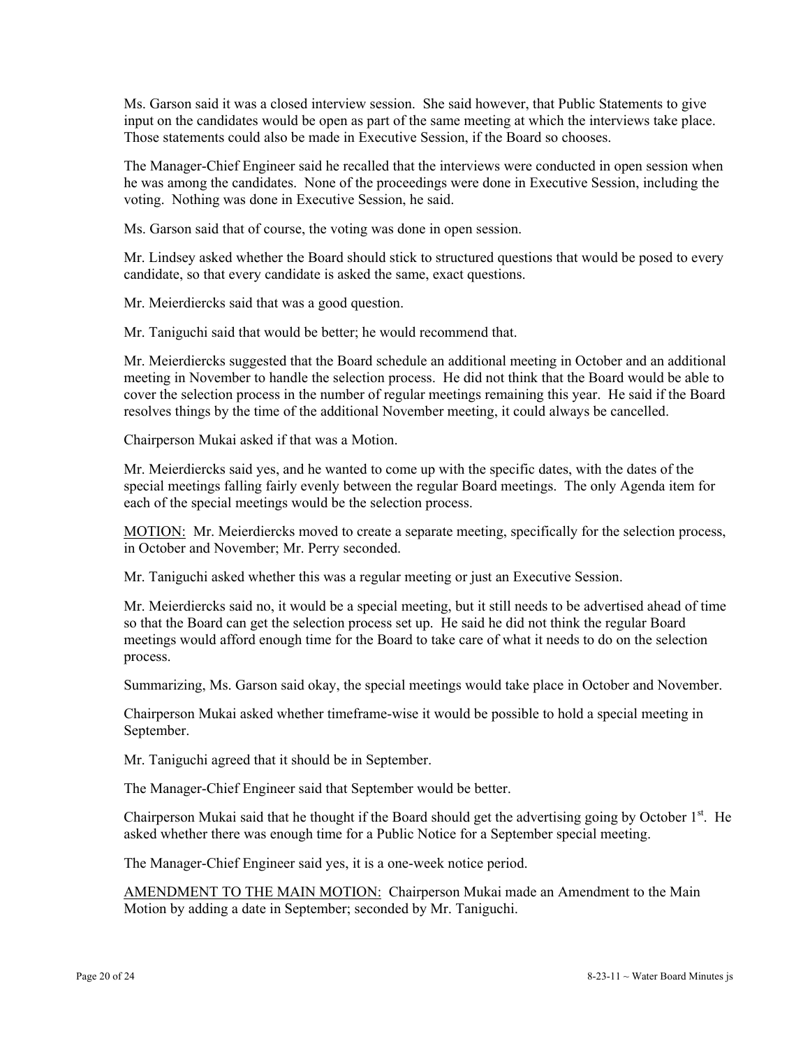Ms. Garson said it was a closed interview session. She said however, that Public Statements to give input on the candidates would be open as part of the same meeting at which the interviews take place. Those statements could also be made in Executive Session, if the Board so chooses.

The Manager-Chief Engineer said he recalled that the interviews were conducted in open session when he was among the candidates. None of the proceedings were done in Executive Session, including the voting. Nothing was done in Executive Session, he said.

Ms. Garson said that of course, the voting was done in open session.

Mr. Lindsey asked whether the Board should stick to structured questions that would be posed to every candidate, so that every candidate is asked the same, exact questions.

Mr. Meierdiercks said that was a good question.

Mr. Taniguchi said that would be better; he would recommend that.

Mr. Meierdiercks suggested that the Board schedule an additional meeting in October and an additional meeting in November to handle the selection process. He did not think that the Board would be able to cover the selection process in the number of regular meetings remaining this year. He said if the Board resolves things by the time of the additional November meeting, it could always be cancelled.

Chairperson Mukai asked if that was a Motion.

Mr. Meierdiercks said yes, and he wanted to come up with the specific dates, with the dates of the special meetings falling fairly evenly between the regular Board meetings. The only Agenda item for each of the special meetings would be the selection process.

<u>MOTION:</u> Mr. Meierdiercks moved to create a separate meeting, specifically for the selection process, in October and November; Mr. Perry seconded.

Mr. Taniguchi asked whether this was a regular meeting or just an Executive Session.

Mr. Meierdiercks said no, it would be a special meeting, but it still needs to be advertised ahead of time so that the Board can get the selection process set up. He said he did not think the regular Board meetings would afford enough time for the Board to take care of what it needs to do on the selection process.

Summarizing, Ms. Garson said okay, the special meetings would take place in October and November.

Chairperson Mukai asked whether timeframe-wise it would be possible to hold a special meeting in September.

Mr. Taniguchi agreed that it should be in September.

The Manager-Chief Engineer said that September would be better.

Chairperson Mukai said that he thought if the Board should get the advertising going by October 1st. He asked whether there was enough time for a Public Notice for a September special meeting.

The Manager-Chief Engineer said yes, it is a one-week notice period.

<u>AMENDMENT TO THE MAIN MOTION:</u> Chairperson Mukai made an Amendment to the Main Motion by adding a date in September; seconded by Mr. Taniguchi.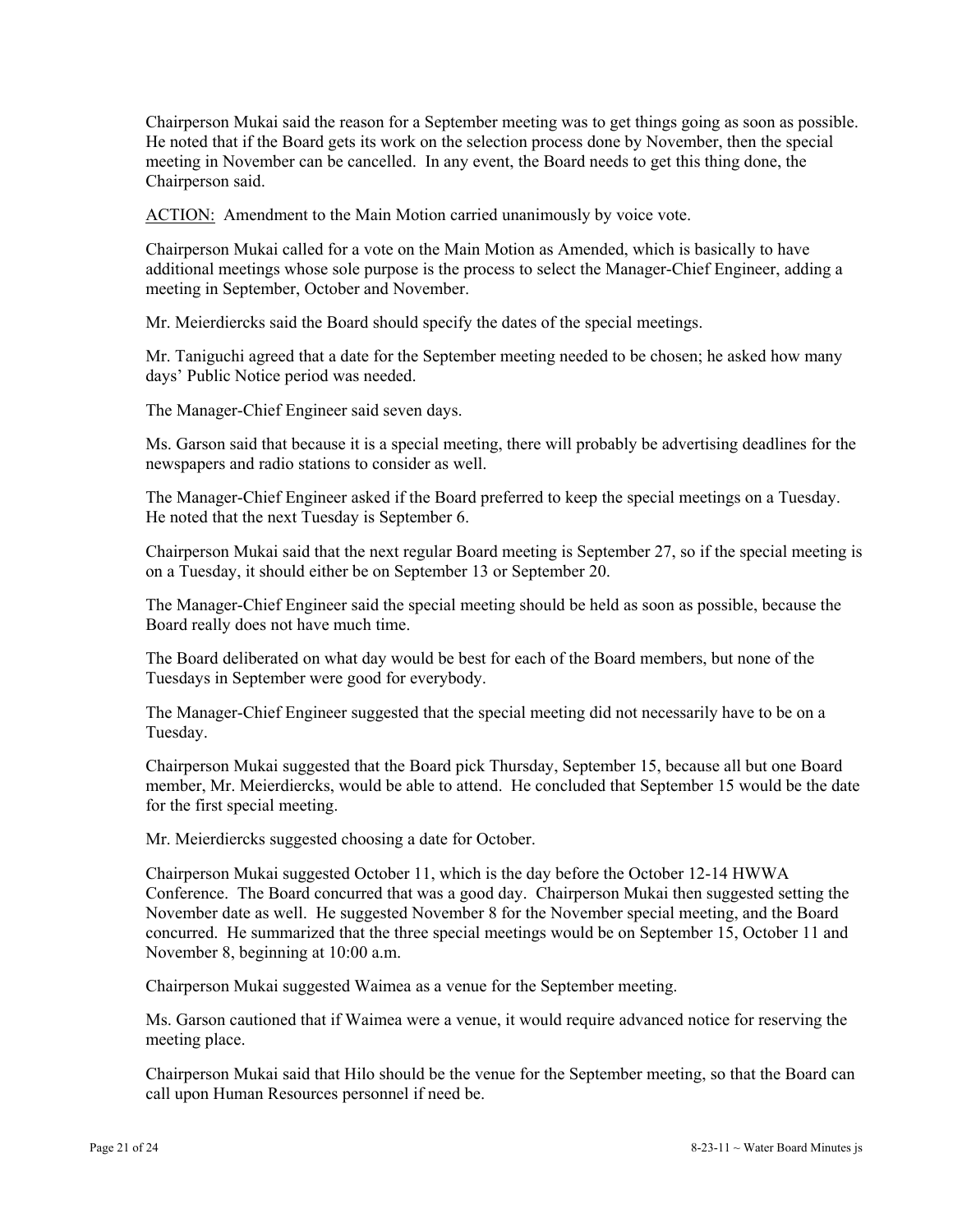Chairperson Mukai said the reason for a September meeting was to get things going as soon as possible. He noted that if the Board gets its work on the selection process done by November, then the special meeting in November can be cancelled. In any event, the Board needs to get this thing done, the Chairperson said.

ACTION: Amendment to the Main Motion carried unanimously by voice vote.

Chairperson Mukai called for a vote on the Main Motion as Amended, which is basically to have additional meetings whose sole purpose is the process to select the Manager-Chief Engineer, adding a meeting in September, October and November.

Mr. Meierdiercks said the Board should specify the dates of the special meetings.

Mr. Taniguchi agreed that a date for the September meeting needed to be chosen; he asked how many days' Public Notice period was needed.

The Manager-Chief Engineer said seven days.

Ms. Garson said that because it is a special meeting, there will probably be advertising deadlines for the newspapers and radio stations to consider as well.

The Manager-Chief Engineer asked if the Board preferred to keep the special meetings on a Tuesday. He noted that the next Tuesday is September 6.

Chairperson Mukai said that the next regular Board meeting is September 27, so if the special meeting is on a Tuesday, it should either be on September 13 or September 20.

The Manager-Chief Engineer said the special meeting should be held as soon as possible, because the Board really does not have much time.

The Board deliberated on what day would be best for each of the Board members, but none of the Tuesdays in September were good for everybody.

The Manager-Chief Engineer suggested that the special meeting did not necessarily have to be on a Tuesday.

Chairperson Mukai suggested that the Board pick Thursday, September 15, because all but one Board member, Mr. Meierdiercks, would be able to attend. He concluded that September 15 would be the date for the first special meeting.

Mr. Meierdiercks suggested choosing a date for October.

Chairperson Mukai suggested October 11, which is the day before the October 12-14 HWWA Conference. The Board concurred that was a good day. Chairperson Mukai then suggested setting the November date as well. He suggested November 8 for the November special meeting, and the Board concurred. He summarized that the three special meetings would be on September 15, October 11 and November 8, beginning at 10:00 a.m.

Chairperson Mukai suggested Waimea as a venue for the September meeting.

Ms. Garson cautioned that if Waimea were a venue, it would require advanced notice for reserving the meeting place.

Chairperson Mukai said that Hilo should be the venue for the September meeting, so that the Board can call upon Human Resources personnel if need be.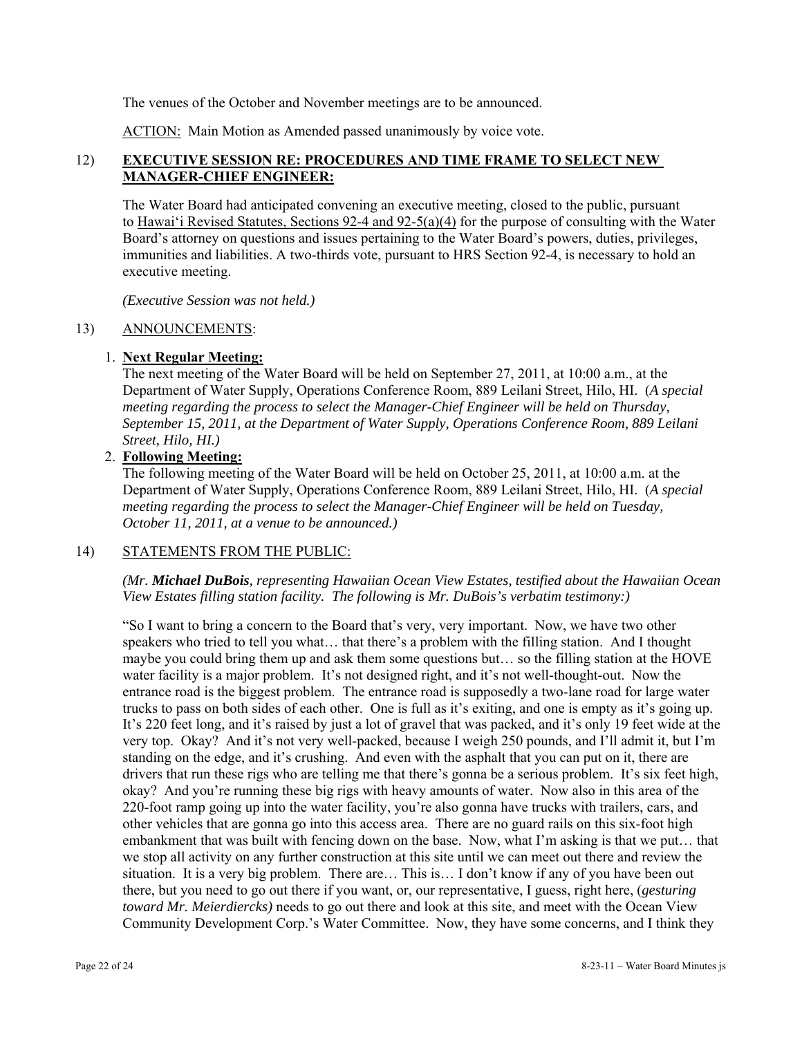The venues of the October and November meetings are to be announced.

ACTION: Main Motion as Amended passed unanimously by voice vote.

## 12) **EXECUTIVE SESSION RE: PROCEDURES AND TIME FRAME TO SELECT NEW MANAGER-CHIEF ENGINEER:**

The Water Board had anticipated convening an executive meeting, closed to the public, pursuant to Hawai'i Revised Statutes, Sections 92-4 and 92-5(a)(4) for the purpose of consulting with the Water Board's attorney on questions and issues pertaining to the Water Board's powers, duties, privileges, immunities and liabilities. A two-thirds vote, pursuant to HRS Section 92-4, is necessary to hold an executive meeting.

*(Executive Session was not held.)*

## 13) ANNOUNCEMENTS:

1. **Next Regular Meeting:**
   The next meeting of the Water Board will be held on September 27, 2011, at 10:00 a.m., at the Department of Water Supply, Operations Conference Room, 889 Leilani Street, Hilo, HI. (*A special meeting regarding the process to select the Manager-Chief Engineer will be held on Thursday, September 15, 2011, at the Department of Water Supply, Operations Conference Room, 889 Leilani Street, Hilo, HI.)*

2. **Following Meeting:**
   The following meeting of the Water Board will be held on October 25, 2011, at 10:00 a.m. at the Department of Water Supply, Operations Conference Room, 889 Leilani Street, Hilo, HI. (*A special meeting regarding the process to select the Manager-Chief Engineer will be held on Tuesday, October 11, 2011, at a venue to be announced.)*

## 14) STATEMENTS FROM THE PUBLIC:

*(Mr. **Michael DuBois**, representing Hawaiian Ocean View Estates, testified about the Hawaiian Ocean View Estates filling station facility. The following is Mr. DuBois's verbatim testimony:)*

"So I want to bring a concern to the Board that's very, very important. Now, we have two other speakers who tried to tell you what… that there's a problem with the filling station. And I thought maybe you could bring them up and ask them some questions but… so the filling station at the HOVE water facility is a major problem. It's not designed right, and it's not well-thought-out. Now the entrance road is the biggest problem. The entrance road is supposedly a two-lane road for large water trucks to pass on both sides of each other. One is full as it's exiting, and one is empty as it's going up. It's 220 feet long, and it's raised by just a lot of gravel that was packed, and it's only 19 feet wide at the very top. Okay? And it's not very well-packed, because I weigh 250 pounds, and I'll admit it, but I'm standing on the edge, and it's crushing. And even with the asphalt that you can put on it, there are drivers that run these rigs who are telling me that there's gonna be a serious problem. It's six feet high, okay? And you're running these big rigs with heavy amounts of water. Now also in this area of the 220-foot ramp going up into the water facility, you're also gonna have trucks with trailers, cars, and other vehicles that are gonna go into this access area. There are no guard rails on this six-foot high embankment that was built with fencing down on the base. Now, what I'm asking is that we put… that we stop all activity on any further construction at this site until we can meet out there and review the situation. It is a very big problem. There are… This is… I don't know if any of you have been out there, but you need to go out there if you want, or, our representative, I guess, right here, (*gesturing toward Mr. Meierdiercks)* needs to go out there and look at this site, and meet with the Ocean View Community Development Corp.'s Water Committee. Now, they have some concerns, and I think they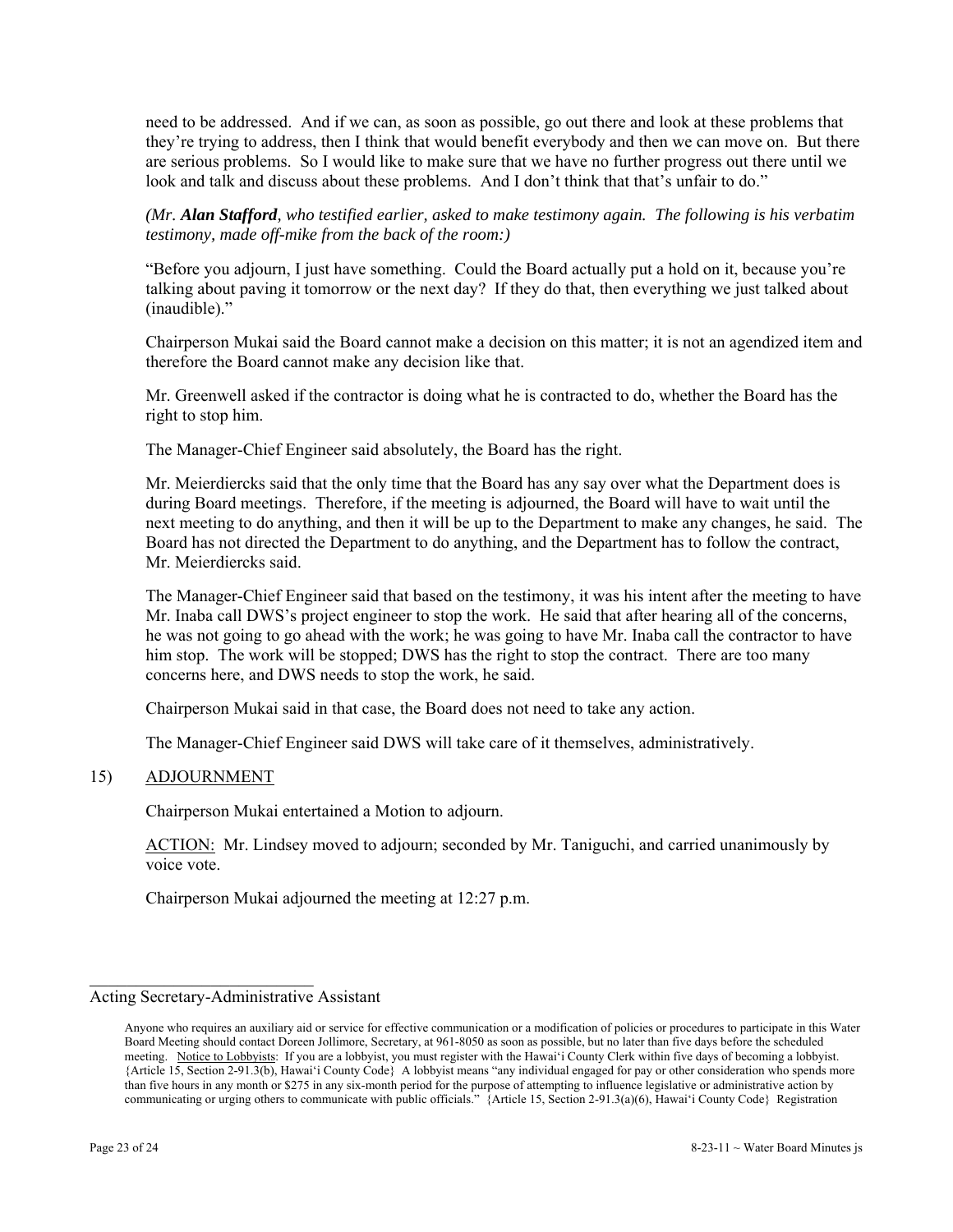need to be addressed. And if we can, as soon as possible, go out there and look at these problems that they're trying to address, then I think that would benefit everybody and then we can move on. But there are serious problems. So I would like to make sure that we have no further progress out there until we look and talk and discuss about these problems. And I don't think that that's unfair to do."

*(Mr. **Alan Stafford**, who testified earlier, asked to make testimony again. The following is his verbatim testimony, made off-mike from the back of the room:)*

"Before you adjourn, I just have something. Could the Board actually put a hold on it, because you're talking about paving it tomorrow or the next day? If they do that, then everything we just talked about (inaudible)."

Chairperson Mukai said the Board cannot make a decision on this matter; it is not an agendized item and therefore the Board cannot make any decision like that.

Mr. Greenwell asked if the contractor is doing what he is contracted to do, whether the Board has the right to stop him.

The Manager-Chief Engineer said absolutely, the Board has the right.

Mr. Meierdiercks said that the only time that the Board has any say over what the Department does is during Board meetings. Therefore, if the meeting is adjourned, the Board will have to wait until the next meeting to do anything, and then it will be up to the Department to make any changes, he said. The Board has not directed the Department to do anything, and the Department has to follow the contract, Mr. Meierdiercks said.

The Manager-Chief Engineer said that based on the testimony, it was his intent after the meeting to have Mr. Inaba call DWS's project engineer to stop the work. He said that after hearing all of the concerns, he was not going to go ahead with the work; he was going to have Mr. Inaba call the contractor to have him stop. The work will be stopped; DWS has the right to stop the contract. There are too many concerns here, and DWS needs to stop the work, he said.

Chairperson Mukai said in that case, the Board does not need to take any action.

The Manager-Chief Engineer said DWS will take care of it themselves, administratively.

15) ADJOURNMENT

Chairperson Mukai entertained a Motion to adjourn.

ACTION: Mr. Lindsey moved to adjourn; seconded by Mr. Taniguchi, and carried unanimously by voice vote.

Chairperson Mukai adjourned the meeting at 12:27 p.m.

\_\_\_\_\_\_\_\_\_\_\_\_\_\_\_\_\_\_\_\_\_\_\_\_\_\_\_
Acting Secretary-Administrative Assistant

Anyone who requires an auxiliary aid or service for effective communication or a modification of policies or procedures to participate in this Water Board Meeting should contact Doreen Jollimore, Secretary, at 961-8050 as soon as possible, but no later than five days before the scheduled meeting. Notice to Lobbyists: If you are a lobbyist, you must register with the Hawai'i County Clerk within five days of becoming a lobbyist. {Article 15, Section 2-91.3(b), Hawai'i County Code} A lobbyist means "any individual engaged for pay or other consideration who spends more than five hours in any month or $275 in any six-month period for the purpose of attempting to influence legislative or administrative action by communicating or urging others to communicate with public officials." {Article 15, Section 2-91.3(a)(6), Hawai'i County Code} Registration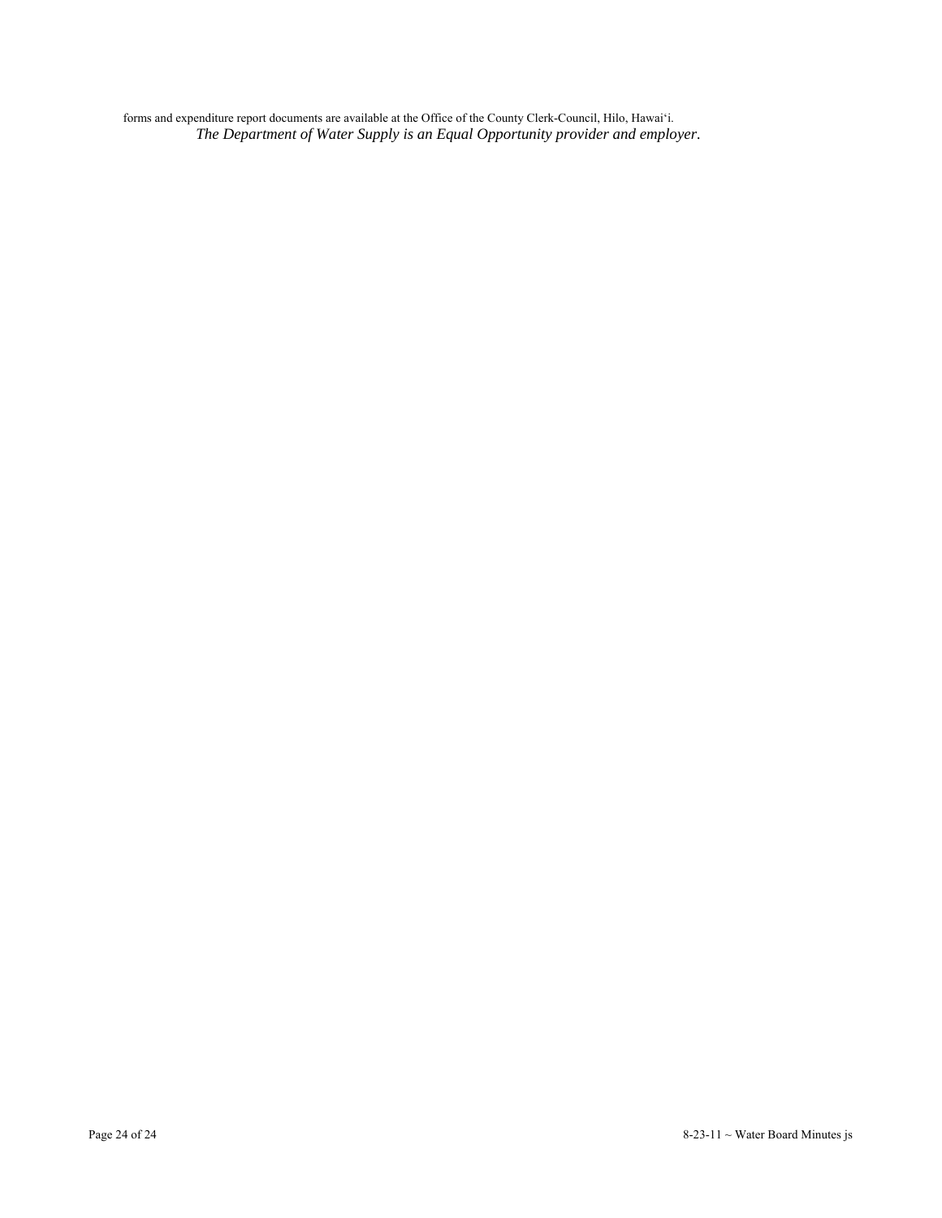forms and expenditure report documents are available at the Office of the County Clerk-Council, Hilo, Hawai'i.

*The Department of Water Supply is an Equal Opportunity provider and employer.*